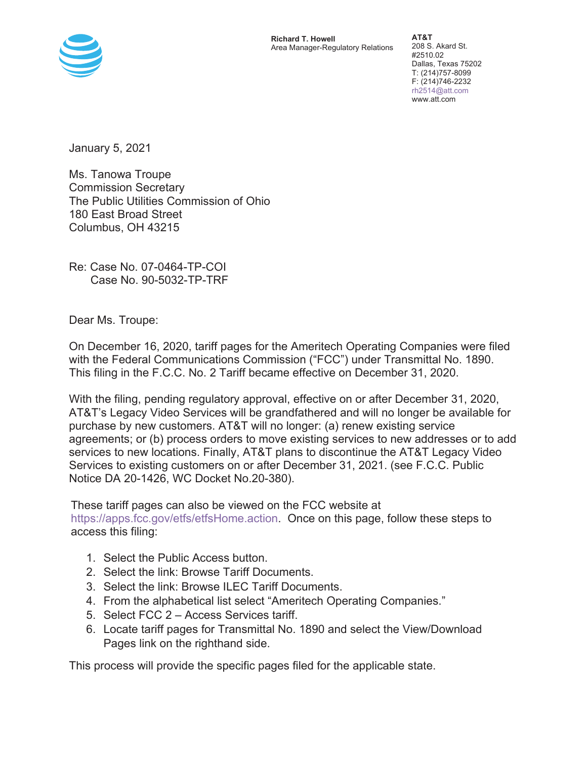**Richard T. Howell**
Area Manager-Regulatory Relations

**AT&T**
208 S. Akard St.
#2510.02
Dallas, Texas 75202
T: (214)757-8099
F: (214)746-2232
rh2514@att.com
www.att.com

January 5, 2021

Ms. Tanowa Troupe
Commission Secretary
The Public Utilities Commission of Ohio
180 East Broad Street
Columbus, OH 43215

Re: Case No. 07-0464-TP-COI
Case No. 90-5032-TP-TRF

Dear Ms. Troupe:

On December 16, 2020, tariff pages for the Ameritech Operating Companies were filed with the Federal Communications Commission ("FCC") under Transmittal No. 1890. This filing in the F.C.C. No. 2 Tariff became effective on December 31, 2020.

With the filing, pending regulatory approval, effective on or after December 31, 2020, AT&T's Legacy Video Services will be grandfathered and will no longer be available for purchase by new customers. AT&T will no longer: (a) renew existing service agreements; or (b) process orders to move existing services to new addresses or to add services to new locations. Finally, AT&T plans to discontinue the AT&T Legacy Video Services to existing customers on or after December 31, 2021. (see F.C.C. Public Notice DA 20-1426, WC Docket No.20-380).

These tariff pages can also be viewed on the FCC website at https://apps.fcc.gov/etfs/etfsHome.action. Once on this page, follow these steps to access this filing:

1. Select the Public Access button.
2. Select the link: Browse Tariff Documents.
3. Select the link: Browse ILEC Tariff Documents.
4. From the alphabetical list select "Ameritech Operating Companies."
5. Select FCC 2 – Access Services tariff.
6. Locate tariff pages for Transmittal No. 1890 and select the View/Download Pages link on the righthand side.

This process will provide the specific pages filed for the applicable state.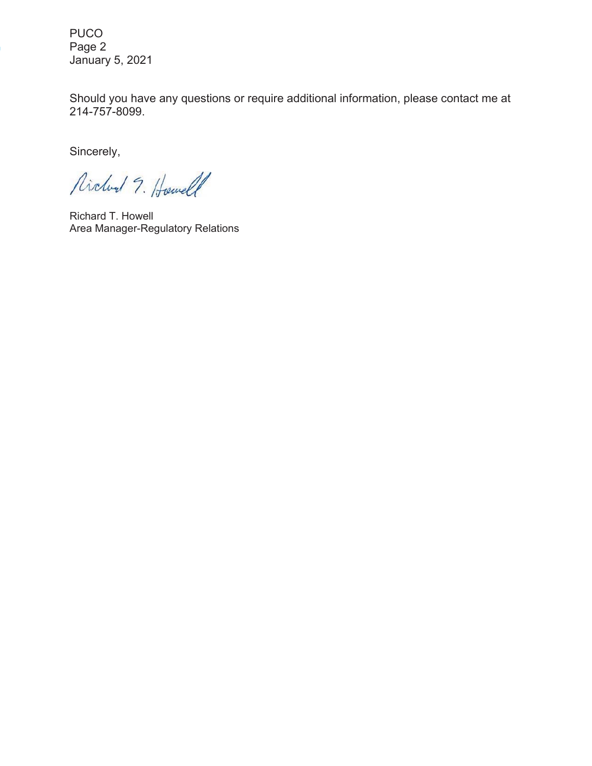Should you have any questions or require additional information, please contact me at 214-757-8099.

Sincerely,

Richard T. Howell

Richard T. Howell
Area Manager-Regulatory Relations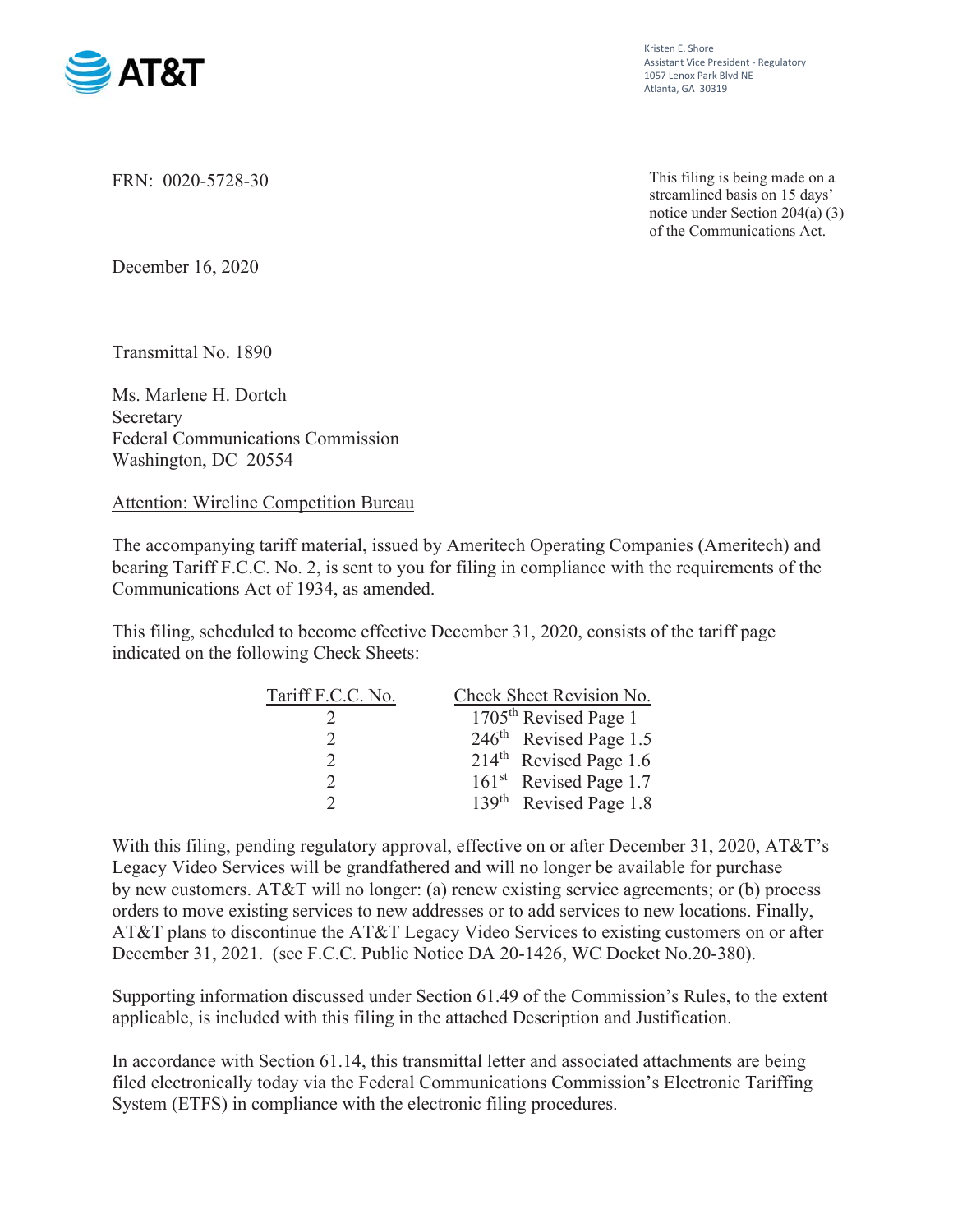AT&T

Kristen E. Shore
Assistant Vice President - Regulatory
1057 Lenox Park Blvd NE
Atlanta, GA 30319

FRN: 0020-5728-30

This filing is being made on a streamlined basis on 15 days' notice under Section 204(a) (3) of the Communications Act.

December 16, 2020

Transmittal No. 1890

Ms. Marlene H. Dortch
Secretary
Federal Communications Commission
Washington, DC 20554

Attention: Wireline Competition Bureau

The accompanying tariff material, issued by Ameritech Operating Companies (Ameritech) and bearing Tariff F.C.C. No. 2, is sent to you for filing in compliance with the requirements of the Communications Act of 1934, as amended.

This filing, scheduled to become effective December 31, 2020, consists of the tariff page indicated on the following Check Sheets:

| Tariff F.C.C. No. | Check Sheet Revision No. |
|---|---|
| 2 | 1705th Revised Page 1 |
| 2 | 246th Revised Page 1.5 |
| 2 | 214th Revised Page 1.6 |
| 2 | 161st Revised Page 1.7 |
| 2 | 139th Revised Page 1.8 |

With this filing, pending regulatory approval, effective on or after December 31, 2020, AT&T's Legacy Video Services will be grandfathered and will no longer be available for purchase by new customers. AT&T will no longer: (a) renew existing service agreements; or (b) process orders to move existing services to new addresses or to add services to new locations. Finally, AT&T plans to discontinue the AT&T Legacy Video Services to existing customers on or after December 31, 2021. (see F.C.C. Public Notice DA 20-1426, WC Docket No.20-380).

Supporting information discussed under Section 61.49 of the Commission's Rules, to the extent applicable, is included with this filing in the attached Description and Justification.

In accordance with Section 61.14, this transmittal letter and associated attachments are being filed electronically today via the Federal Communications Commission's Electronic Tariffing System (ETFS) in compliance with the electronic filing procedures.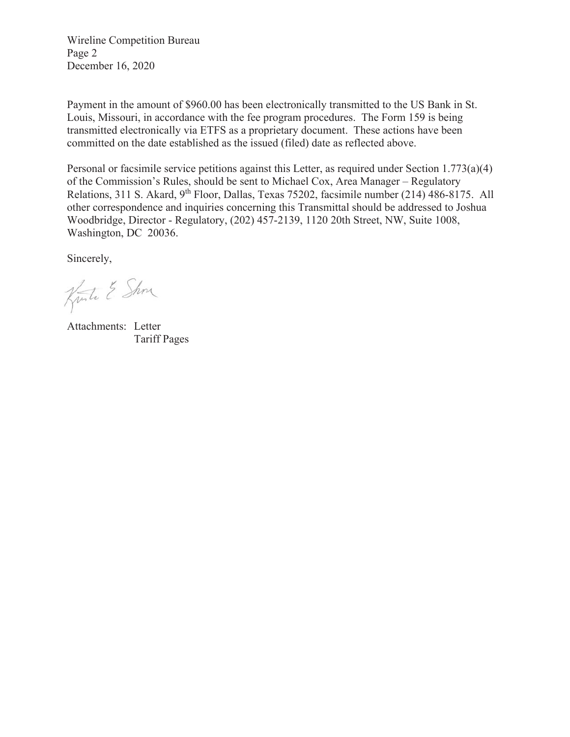Payment in the amount of $960.00 has been electronically transmitted to the US Bank in St. Louis, Missouri, in accordance with the fee program procedures. The Form 159 is being transmitted electronically via ETFS as a proprietary document. These actions have been committed on the date established as the issued (filed) date as reflected above.

Personal or facsimile service petitions against this Letter, as required under Section 1.773(a)(4) of the Commission's Rules, should be sent to Michael Cox, Area Manager – Regulatory Relations, 311 S. Akard, 9th Floor, Dallas, Texas 75202, facsimile number (214) 486-8175. All other correspondence and inquiries concerning this Transmittal should be addressed to Joshua Woodbridge, Director - Regulatory, (202) 457-2139, 1120 20th Street, NW, Suite 1008, Washington, DC 20036.

Sincerely,

Attachments: Letter
Tariff Pages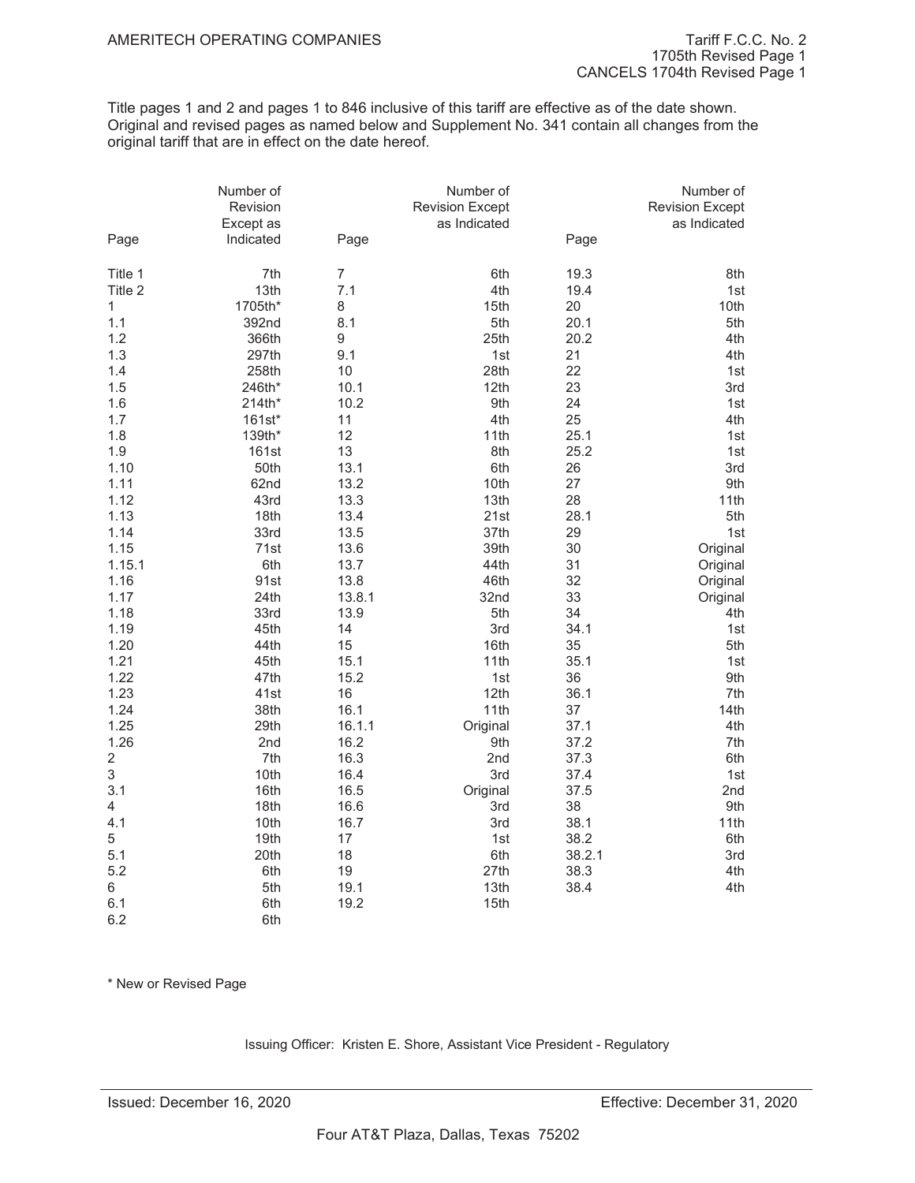AMERITECH OPERATING COMPANIES

Tariff F.C.C. No. 2
1705th Revised Page 1
CANCELS 1704th Revised Page 1

Title pages 1 and 2 and pages 1 to 846 inclusive of this tariff are effective as of the date shown. Original and revised pages as named below and Supplement No. 341 contain all changes from the original tariff that are in effect on the date hereof.

| Page | Number of Revision Except as Indicated | Page | Number of Revision Except as Indicated | Page | Number of Revision Except as Indicated |
|---|---|---|---|---|---|
| Title 1 | 7th | 7 | 6th | 19.3 | 8th |
| Title 2 | 13th | 7.1 | 4th | 19.4 | 1st |
| 1 | 1705th* | 8 | 15th | 20 | 10th |
| 1.1 | 392nd | 8.1 | 5th | 20.1 | 5th |
| 1.2 | 366th | 9 | 25th | 20.2 | 4th |
| 1.3 | 297th | 9.1 | 1st | 21 | 4th |
| 1.4 | 258th | 10 | 28th | 22 | 1st |
| 1.5 | 246th* | 10.1 | 12th | 23 | 3rd |
| 1.6 | 214th* | 10.2 | 9th | 24 | 1st |
| 1.7 | 161st* | 11 | 4th | 25 | 4th |
| 1.8 | 139th* | 12 | 11th | 25.1 | 1st |
| 1.9 | 161st | 13 | 8th | 25.2 | 1st |
| 1.10 | 50th | 13.1 | 6th | 26 | 3rd |
| 1.11 | 62nd | 13.2 | 10th | 27 | 9th |
| 1.12 | 43rd | 13.3 | 13th | 28 | 11th |
| 1.13 | 18th | 13.4 | 21st | 28.1 | 5th |
| 1.14 | 33rd | 13.5 | 37th | 29 | 1st |
| 1.15 | 71st | 13.6 | 39th | 30 | Original |
| 1.15.1 | 6th | 13.7 | 44th | 31 | Original |
| 1.16 | 91st | 13.8 | 46th | 32 | Original |
| 1.17 | 24th | 13.8.1 | 32nd | 33 | Original |
| 1.18 | 33rd | 13.9 | 5th | 34 | 4th |
| 1.19 | 45th | 14 | 3rd | 34.1 | 1st |
| 1.20 | 44th | 15 | 16th | 35 | 5th |
| 1.21 | 45th | 15.1 | 11th | 35.1 | 1st |
| 1.22 | 47th | 15.2 | 1st | 36 | 9th |
| 1.23 | 41st | 16 | 12th | 36.1 | 7th |
| 1.24 | 38th | 16.1 | 11th | 37 | 14th |
| 1.25 | 29th | 16.1.1 | Original | 37.1 | 4th |
| 1.26 | 2nd | 16.2 | 9th | 37.2 | 7th |
| 2 | 7th | 16.3 | 2nd | 37.3 | 6th |
| 3 | 10th | 16.4 | 3rd | 37.4 | 1st |
| 3.1 | 16th | 16.5 | Original | 37.5 | 2nd |
| 4 | 18th | 16.6 | 3rd | 38 | 9th |
| 4.1 | 10th | 16.7 | 3rd | 38.1 | 11th |
| 5 | 19th | 17 | 1st | 38.2 | 6th |
| 5.1 | 20th | 18 | 6th | 38.2.1 | 3rd |
| 5.2 | 6th | 19 | 27th | 38.3 | 4th |
| 6 | 5th | 19.1 | 13th | 38.4 | 4th |
| 6.1 | 6th | 19.2 | 15th | | |
| 6.2 | 6th | | | | |

* New or Revised Page

Issuing Officer: Kristen E. Shore, Assistant Vice President - Regulatory

Issued: December 16, 2020

Effective: December 31, 2020

Four AT&T Plaza, Dallas, Texas 75202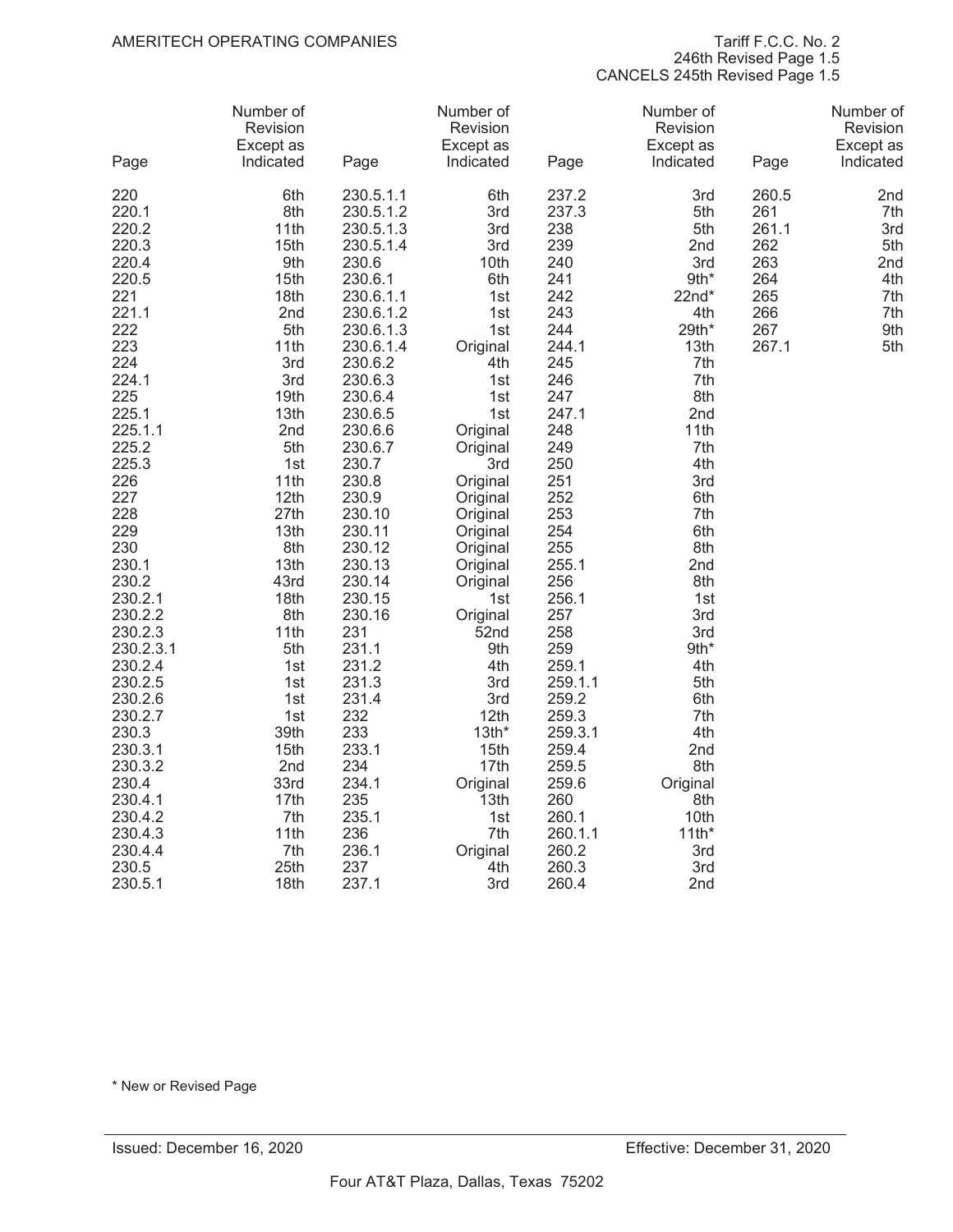AMERITECH OPERATING COMPANIES

Tariff F.C.C. No. 2
246th Revised Page 1.5
CANCELS 245th Revised Page 1.5

| Page | Number of Revision Except as Indicated | Page | Number of Revision Except as Indicated | Page | Number of Revision Except as Indicated | Page | Number of Revision Except as Indicated |
|---|---|---|---|---|---|---|---|
| 220 | 6th | 230.5.1.1 | 6th | 237.2 | 3rd | 260.5 | 2nd |
| 220.1 | 8th | 230.5.1.2 | 3rd | 237.3 | 5th | 261 | 7th |
| 220.2 | 11th | 230.5.1.3 | 3rd | 238 | 5th | 261.1 | 3rd |
| 220.3 | 15th | 230.5.1.4 | 3rd | 239 | 2nd | 262 | 5th |
| 220.4 | 9th | 230.6 | 10th | 240 | 3rd | 263 | 2nd |
| 220.5 | 15th | 230.6.1 | 6th | 241 | 9th* | 264 | 4th |
| 221 | 18th | 230.6.1.1 | 1st | 242 | 22nd* | 265 | 7th |
| 221.1 | 2nd | 230.6.1.2 | 1st | 243 | 4th | 266 | 7th |
| 222 | 5th | 230.6.1.3 | 1st | 244 | 29th* | 267 | 9th |
| 223 | 11th | 230.6.1.4 | Original | 244.1 | 13th | 267.1 | 5th |
| 224 | 3rd | 230.6.2 | 4th | 245 | 7th | | |
| 224.1 | 3rd | 230.6.3 | 1st | 246 | 7th | | |
| 225 | 19th | 230.6.4 | 1st | 247 | 8th | | |
| 225.1 | 13th | 230.6.5 | 1st | 247.1 | 2nd | | |
| 225.1.1 | 2nd | 230.6.6 | Original | 248 | 11th | | |
| 225.2 | 5th | 230.6.7 | Original | 249 | 7th | | |
| 225.3 | 1st | 230.7 | 3rd | 250 | 4th | | |
| 226 | 11th | 230.8 | Original | 251 | 3rd | | |
| 227 | 12th | 230.9 | Original | 252 | 6th | | |
| 228 | 27th | 230.10 | Original | 253 | 7th | | |
| 229 | 13th | 230.11 | Original | 254 | 6th | | |
| 230 | 8th | 230.12 | Original | 255 | 8th | | |
| 230.1 | 13th | 230.13 | Original | 255.1 | 2nd | | |
| 230.2 | 43rd | 230.14 | Original | 256 | 8th | | |
| 230.2.1 | 18th | 230.15 | 1st | 256.1 | 1st | | |
| 230.2.2 | 8th | 230.16 | Original | 257 | 3rd | | |
| 230.2.3 | 11th | 231 | 52nd | 258 | 3rd | | |
| 230.2.3.1 | 5th | 231.1 | 9th | 259 | 9th* | | |
| 230.2.4 | 1st | 231.2 | 4th | 259.1 | 4th | | |
| 230.2.5 | 1st | 231.3 | 3rd | 259.1.1 | 5th | | |
| 230.2.6 | 1st | 231.4 | 3rd | 259.2 | 6th | | |
| 230.2.7 | 1st | 232 | 12th | 259.3 | 7th | | |
| 230.3 | 39th | 233 | 13th* | 259.3.1 | 4th | | |
| 230.3.1 | 15th | 233.1 | 15th | 259.4 | 2nd | | |
| 230.3.2 | 2nd | 234 | 17th | 259.5 | 8th | | |
| 230.4 | 33rd | 234.1 | Original | 259.6 | Original | | |
| 230.4.1 | 17th | 235 | 13th | 260 | 8th | | |
| 230.4.2 | 7th | 235.1 | 1st | 260.1 | 10th | | |
| 230.4.3 | 11th | 236 | 7th | 260.1.1 | 11th* | | |
| 230.4.4 | 7th | 236.1 | Original | 260.2 | 3rd | | |
| 230.5 | 25th | 237 | 4th | 260.3 | 3rd | | |
| 230.5.1 | 18th | 237.1 | 3rd | 260.4 | 2nd | | |

\* New or Revised Page

Issued: December 16, 2020

Effective: December 31, 2020

Four AT&T Plaza, Dallas, Texas 75202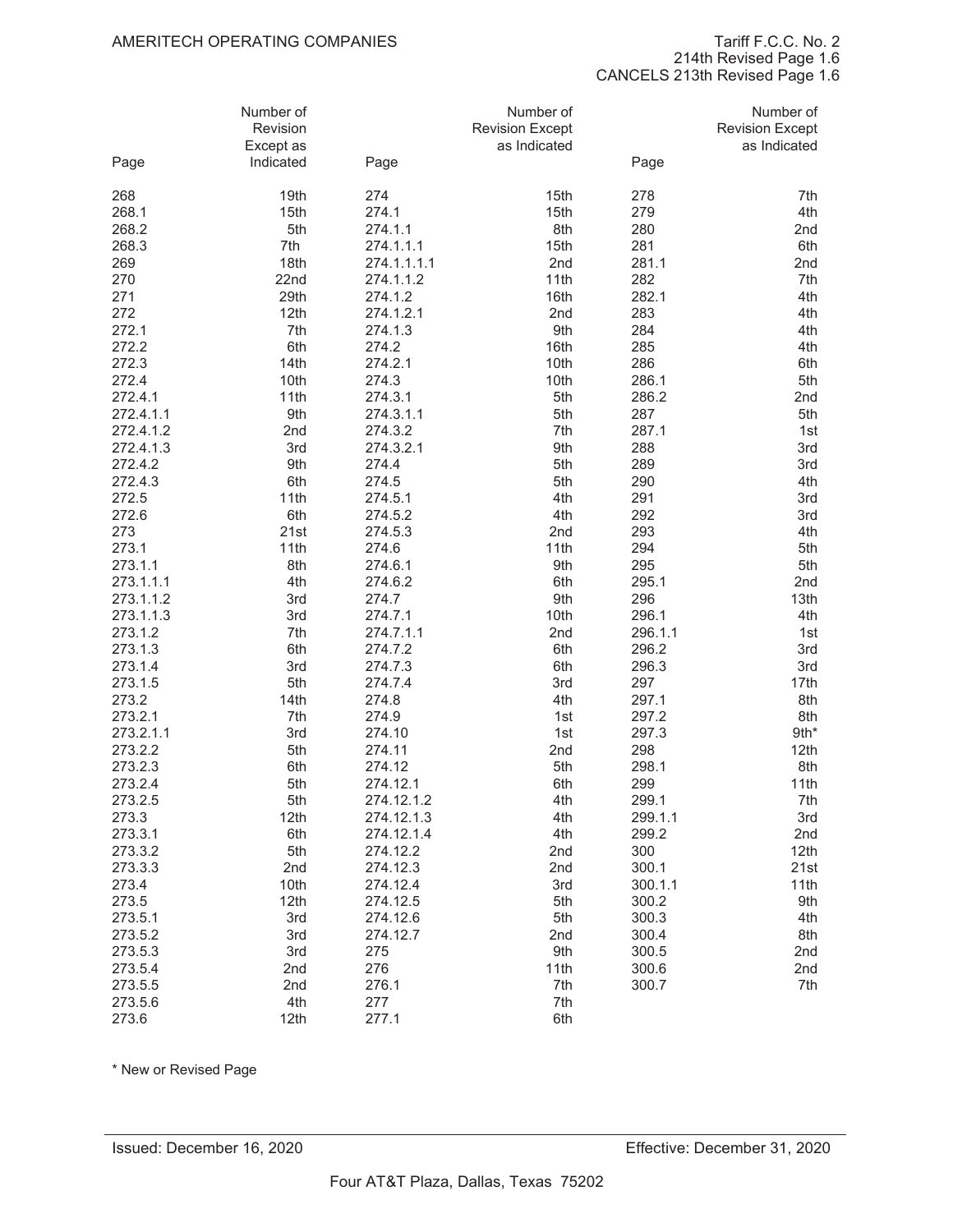AMERITECH OPERATING COMPANIES

Tariff F.C.C. No. 2
214th Revised Page 1.6
CANCELS 213th Revised Page 1.6

| Page | Number of Revision Except as Indicated | Page | Number of Revision Except as Indicated | Page | Number of Revision Except as Indicated |
|---|---|---|---|---|---|
| 268 | 19th | 274 | 15th | 278 | 7th |
| 268.1 | 15th | 274.1 | 15th | 279 | 4th |
| 268.2 | 5th | 274.1.1 | 8th | 280 | 2nd |
| 268.3 | 7th | 274.1.1.1 | 15th | 281 | 6th |
| 269 | 18th | 274.1.1.1.1 | 2nd | 281.1 | 2nd |
| 270 | 22nd | 274.1.1.2 | 11th | 282 | 7th |
| 271 | 29th | 274.1.2 | 16th | 282.1 | 4th |
| 272 | 12th | 274.1.2.1 | 2nd | 283 | 4th |
| 272.1 | 7th | 274.1.3 | 9th | 284 | 4th |
| 272.2 | 6th | 274.2 | 16th | 285 | 4th |
| 272.3 | 14th | 274.2.1 | 10th | 286 | 6th |
| 272.4 | 10th | 274.3 | 10th | 286.1 | 5th |
| 272.4.1 | 11th | 274.3.1 | 5th | 286.2 | 2nd |
| 272.4.1.1 | 9th | 274.3.1.1 | 5th | 287 | 5th |
| 272.4.1.2 | 2nd | 274.3.2 | 7th | 287.1 | 1st |
| 272.4.1.3 | 3rd | 274.3.2.1 | 9th | 288 | 3rd |
| 272.4.2 | 9th | 274.4 | 5th | 289 | 3rd |
| 272.4.3 | 6th | 274.5 | 5th | 290 | 4th |
| 272.5 | 11th | 274.5.1 | 4th | 291 | 3rd |
| 272.6 | 6th | 274.5.2 | 4th | 292 | 3rd |
| 273 | 21st | 274.5.3 | 2nd | 293 | 4th |
| 273.1 | 11th | 274.6 | 11th | 294 | 5th |
| 273.1.1 | 8th | 274.6.1 | 9th | 295 | 5th |
| 273.1.1.1 | 4th | 274.6.2 | 6th | 295.1 | 2nd |
| 273.1.1.2 | 3rd | 274.7 | 9th | 296 | 13th |
| 273.1.1.3 | 3rd | 274.7.1 | 10th | 296.1 | 4th |
| 273.1.2 | 7th | 274.7.1.1 | 2nd | 296.1.1 | 1st |
| 273.1.3 | 6th | 274.7.2 | 6th | 296.2 | 3rd |
| 273.1.4 | 3rd | 274.7.3 | 6th | 296.3 | 3rd |
| 273.1.5 | 5th | 274.7.4 | 3rd | 297 | 17th |
| 273.2 | 14th | 274.8 | 4th | 297.1 | 8th |
| 273.2.1 | 7th | 274.9 | 1st | 297.2 | 8th |
| 273.2.1.1 | 3rd | 274.10 | 1st | 297.3 | 9th* |
| 273.2.2 | 5th | 274.11 | 2nd | 298 | 12th |
| 273.2.3 | 6th | 274.12 | 5th | 298.1 | 8th |
| 273.2.4 | 5th | 274.12.1 | 6th | 299 | 11th |
| 273.2.5 | 5th | 274.12.1.2 | 4th | 299.1 | 7th |
| 273.3 | 12th | 274.12.1.3 | 4th | 299.1.1 | 3rd |
| 273.3.1 | 6th | 274.12.1.4 | 4th | 299.2 | 2nd |
| 273.3.2 | 5th | 274.12.2 | 2nd | 300 | 12th |
| 273.3.3 | 2nd | 274.12.3 | 2nd | 300.1 | 21st |
| 273.4 | 10th | 274.12.4 | 3rd | 300.1.1 | 11th |
| 273.5 | 12th | 274.12.5 | 5th | 300.2 | 9th |
| 273.5.1 | 3rd | 274.12.6 | 5th | 300.3 | 4th |
| 273.5.2 | 3rd | 274.12.7 | 2nd | 300.4 | 8th |
| 273.5.3 | 3rd | 275 | 9th | 300.5 | 2nd |
| 273.5.4 | 2nd | 276 | 11th | 300.6 | 2nd |
| 273.5.5 | 2nd | 276.1 | 7th | 300.7 | 7th |
| 273.5.6 | 4th | 277 | 7th | | |
| 273.6 | 12th | 277.1 | 6th | | |

* New or Revised Page

Issued: December 16, 2020

Effective: December 31, 2020

Four AT&T Plaza, Dallas, Texas 75202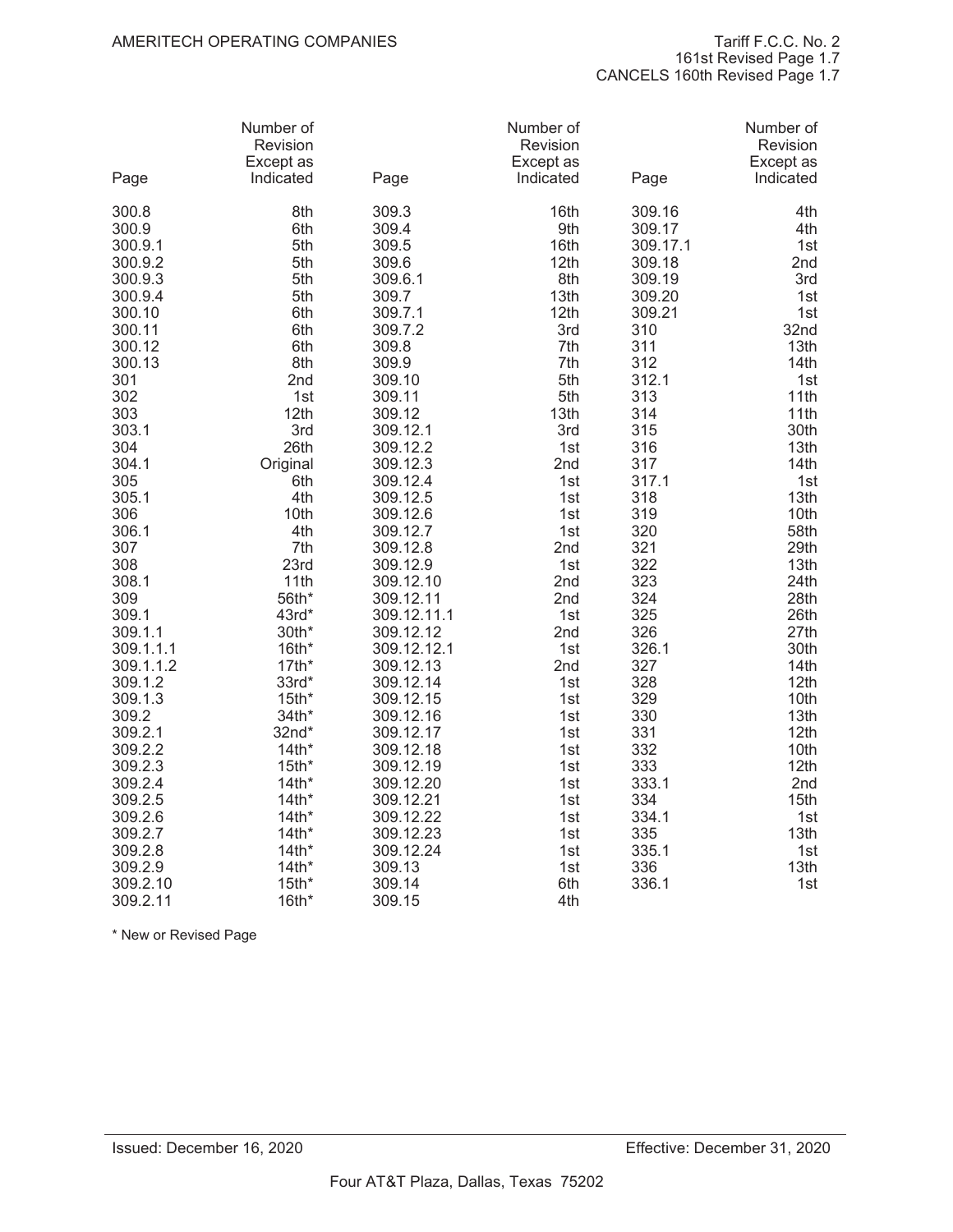AMERITECH OPERATING COMPANIES

Tariff F.C.C. No. 2
161st Revised Page 1.7
CANCELS 160th Revised Page 1.7

| Page | Number of Revision Except as Indicated | Page | Number of Revision Except as Indicated | Page | Number of Revision Except as Indicated |
|---|---|---|---|---|---|
| 300.8 | 8th | 309.3 | 16th | 309.16 | 4th |
| 300.9 | 6th | 309.4 | 9th | 309.17 | 4th |
| 300.9.1 | 5th | 309.5 | 16th | 309.17.1 | 1st |
| 300.9.2 | 5th | 309.6 | 12th | 309.18 | 2nd |
| 300.9.3 | 5th | 309.6.1 | 8th | 309.19 | 3rd |
| 300.9.4 | 5th | 309.7 | 13th | 309.20 | 1st |
| 300.10 | 6th | 309.7.1 | 12th | 309.21 | 1st |
| 300.11 | 6th | 309.7.2 | 3rd | 310 | 32nd |
| 300.12 | 6th | 309.8 | 7th | 311 | 13th |
| 300.13 | 8th | 309.9 | 7th | 312 | 14th |
| 301 | 2nd | 309.10 | 5th | 312.1 | 1st |
| 302 | 1st | 309.11 | 5th | 313 | 11th |
| 303 | 12th | 309.12 | 13th | 314 | 11th |
| 303.1 | 3rd | 309.12.1 | 3rd | 315 | 30th |
| 304 | 26th | 309.12.2 | 1st | 316 | 13th |
| 304.1 | Original | 309.12.3 | 2nd | 317 | 14th |
| 305 | 6th | 309.12.4 | 1st | 317.1 | 1st |
| 305.1 | 4th | 309.12.5 | 1st | 318 | 13th |
| 306 | 10th | 309.12.6 | 1st | 319 | 10th |
| 306.1 | 4th | 309.12.7 | 1st | 320 | 58th |
| 307 | 7th | 309.12.8 | 2nd | 321 | 29th |
| 308 | 23rd | 309.12.9 | 1st | 322 | 13th |
| 308.1 | 11th | 309.12.10 | 2nd | 323 | 24th |
| 309 | 56th* | 309.12.11 | 2nd | 324 | 28th |
| 309.1 | 43rd* | 309.12.11.1 | 1st | 325 | 26th |
| 309.1.1 | 30th* | 309.12.12 | 2nd | 326 | 27th |
| 309.1.1.1 | 16th* | 309.12.12.1 | 1st | 326.1 | 30th |
| 309.1.1.2 | 17th* | 309.12.13 | 2nd | 327 | 14th |
| 309.1.2 | 33rd* | 309.12.14 | 1st | 328 | 12th |
| 309.1.3 | 15th* | 309.12.15 | 1st | 329 | 10th |
| 309.2 | 34th* | 309.12.16 | 1st | 330 | 13th |
| 309.2.1 | 32nd* | 309.12.17 | 1st | 331 | 12th |
| 309.2.2 | 14th* | 309.12.18 | 1st | 332 | 10th |
| 309.2.3 | 15th* | 309.12.19 | 1st | 333 | 12th |
| 309.2.4 | 14th* | 309.12.20 | 1st | 333.1 | 2nd |
| 309.2.5 | 14th* | 309.12.21 | 1st | 334 | 15th |
| 309.2.6 | 14th* | 309.12.22 | 1st | 334.1 | 1st |
| 309.2.7 | 14th* | 309.12.23 | 1st | 335 | 13th |
| 309.2.8 | 14th* | 309.12.24 | 1st | 335.1 | 1st |
| 309.2.9 | 14th* | 309.13 | 1st | 336 | 13th |
| 309.2.10 | 15th* | 309.14 | 6th | 336.1 | 1st |
| 309.2.11 | 16th* | 309.15 | 4th | | |

* New or Revised Page

Issued: December 16, 2020

Effective: December 31, 2020

Four AT&T Plaza, Dallas, Texas 75202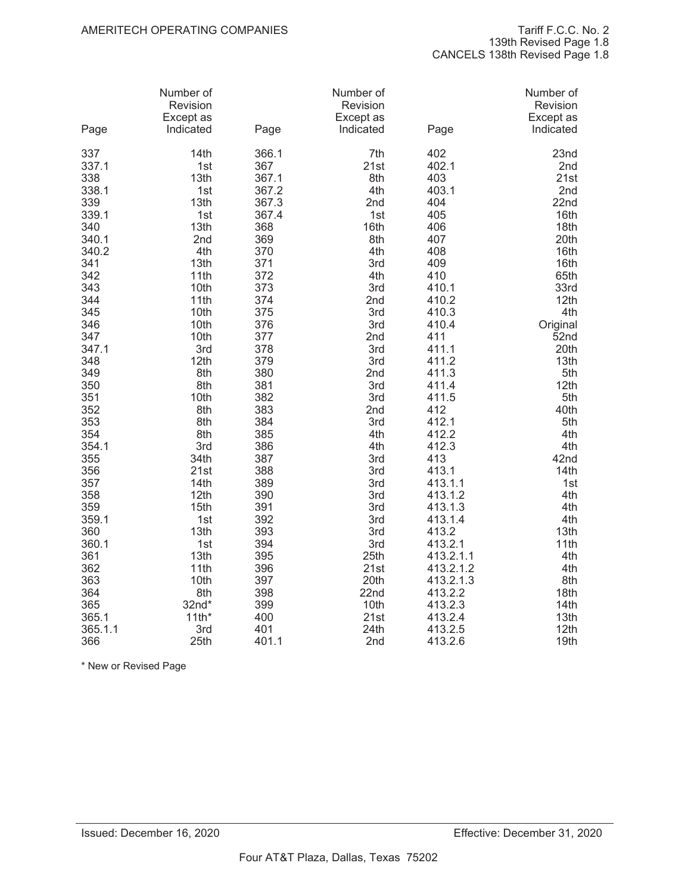AMERITECH OPERATING COMPANIES

Tariff F.C.C. No. 2
139th Revised Page 1.8
CANCELS 138th Revised Page 1.8

| Page | Number of Revision Except as Indicated | Page | Number of Revision Except as Indicated | Page | Number of Revision Except as Indicated |
|---|---|---|---|---|---|
| 337 | 14th | 366.1 | 7th | 402 | 23nd |
| 337.1 | 1st | 367 | 21st | 402.1 | 2nd |
| 338 | 13th | 367.1 | 8th | 403 | 21st |
| 338.1 | 1st | 367.2 | 4th | 403.1 | 2nd |
| 339 | 13th | 367.3 | 2nd | 404 | 22nd |
| 339.1 | 1st | 367.4 | 1st | 405 | 16th |
| 340 | 13th | 368 | 16th | 406 | 18th |
| 340.1 | 2nd | 369 | 8th | 407 | 20th |
| 340.2 | 4th | 370 | 4th | 408 | 16th |
| 341 | 13th | 371 | 3rd | 409 | 16th |
| 342 | 11th | 372 | 4th | 410 | 65th |
| 343 | 10th | 373 | 3rd | 410.1 | 33rd |
| 344 | 11th | 374 | 2nd | 410.2 | 12th |
| 345 | 10th | 375 | 3rd | 410.3 | 4th |
| 346 | 10th | 376 | 3rd | 410.4 | Original |
| 347 | 10th | 377 | 2nd | 411 | 52nd |
| 347.1 | 3rd | 378 | 3rd | 411.1 | 20th |
| 348 | 12th | 379 | 3rd | 411.2 | 13th |
| 349 | 8th | 380 | 2nd | 411.3 | 5th |
| 350 | 8th | 381 | 3rd | 411.4 | 12th |
| 351 | 10th | 382 | 3rd | 411.5 | 5th |
| 352 | 8th | 383 | 2nd | 412 | 40th |
| 353 | 8th | 384 | 3rd | 412.1 | 5th |
| 354 | 8th | 385 | 4th | 412.2 | 4th |
| 354.1 | 3rd | 386 | 4th | 412.3 | 4th |
| 355 | 34th | 387 | 3rd | 413 | 42nd |
| 356 | 21st | 388 | 3rd | 413.1 | 14th |
| 357 | 14th | 389 | 3rd | 413.1.1 | 1st |
| 358 | 12th | 390 | 3rd | 413.1.2 | 4th |
| 359 | 15th | 391 | 3rd | 413.1.3 | 4th |
| 359.1 | 1st | 392 | 3rd | 413.1.4 | 4th |
| 360 | 13th | 393 | 3rd | 413.2 | 13th |
| 360.1 | 1st | 394 | 3rd | 413.2.1 | 11th |
| 361 | 13th | 395 | 25th | 413.2.1.1 | 4th |
| 362 | 11th | 396 | 21st | 413.2.1.2 | 4th |
| 363 | 10th | 397 | 20th | 413.2.1.3 | 8th |
| 364 | 8th | 398 | 22nd | 413.2.2 | 18th |
| 365 | 32nd* | 399 | 10th | 413.2.3 | 14th |
| 365.1 | 11th* | 400 | 21st | 413.2.4 | 13th |
| 365.1.1 | 3rd | 401 | 24th | 413.2.5 | 12th |
| 366 | 25th | 401.1 | 2nd | 413.2.6 | 19th |

* New or Revised Page

Issued: December 16, 2020

Effective: December 31, 2020

Four AT&T Plaza, Dallas, Texas 75202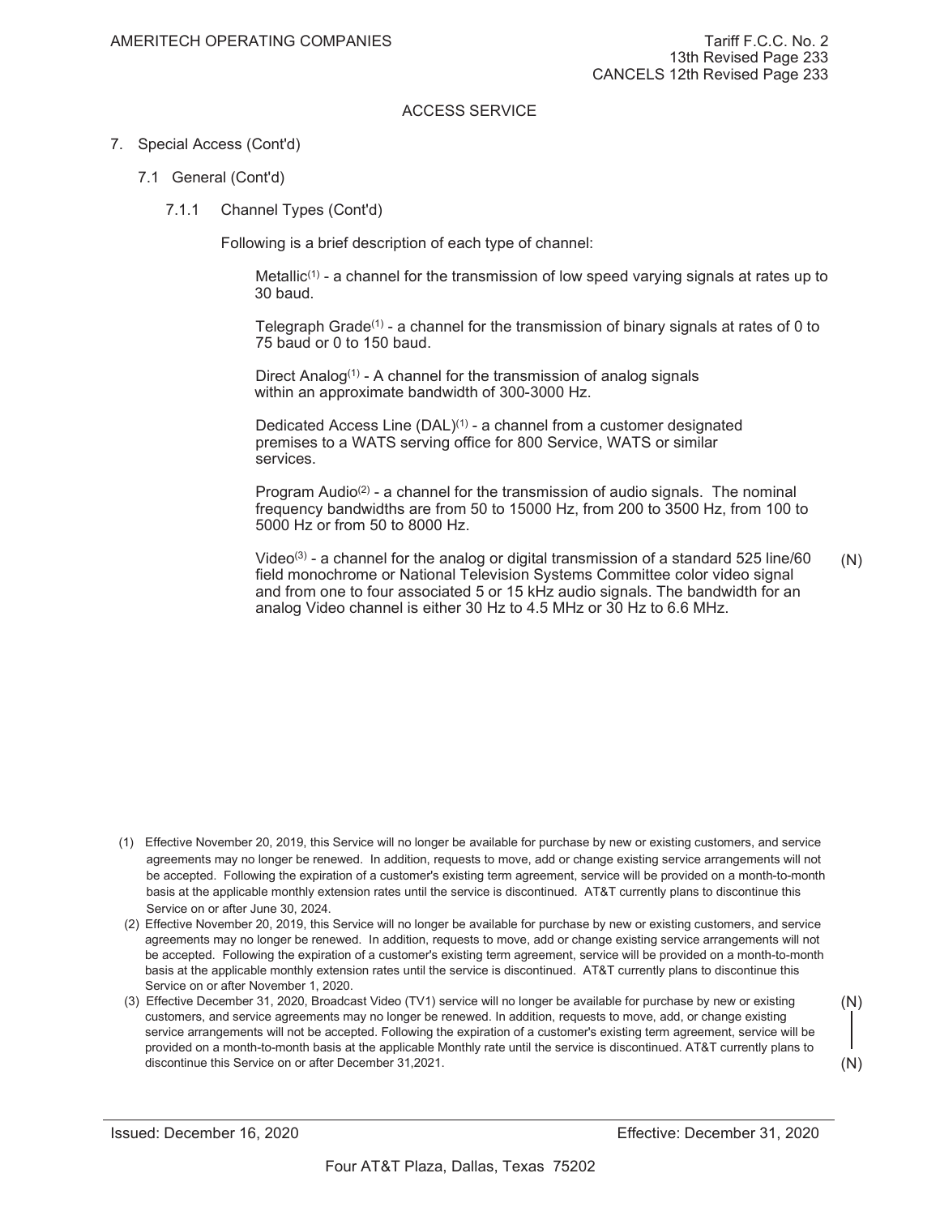AMERITECH OPERATING COMPANIES

Tariff F.C.C. No. 2
13th Revised Page 233
CANCELS 12th Revised Page 233

ACCESS SERVICE

7. Special Access (Cont'd)

7.1 General (Cont'd)

7.1.1 Channel Types (Cont'd)

Following is a brief description of each type of channel:

Metallic[1] - a channel for the transmission of low speed varying signals at rates up to 30 baud.

Telegraph Grade[1] - a channel for the transmission of binary signals at rates of 0 to 75 baud or 0 to 150 baud.

Direct Analog[1] - A channel for the transmission of analog signals within an approximate bandwidth of 300-3000 Hz.

Dedicated Access Line (DAL)[1] - a channel from a customer designated premises to a WATS serving office for 800 Service, WATS or similar services.

Program Audio[2] - a channel for the transmission of audio signals. The nominal frequency bandwidths are from 50 to 15000 Hz, from 200 to 3500 Hz, from 100 to 5000 Hz or from 50 to 8000 Hz.

Video[3] - a channel for the analog or digital transmission of a standard 525 line/60 field monochrome or National Television Systems Committee color video signal and from one to four associated 5 or 15 kHz audio signals. The bandwidth for an analog Video channel is either 30 Hz to 4.5 MHz or 30 Hz to 6.6 MHz. (N)

(1) Effective November 20, 2019, this Service will no longer be available for purchase by new or existing customers, and service agreements may no longer be renewed. In addition, requests to move, add or change existing service arrangements will not be accepted. Following the expiration of a customer's existing term agreement, service will be provided on a month-to-month basis at the applicable monthly extension rates until the service is discontinued. AT&T currently plans to discontinue this Service on or after June 30, 2024.

(2) Effective November 20, 2019, this Service will no longer be available for purchase by new or existing customers, and service agreements may no longer be renewed. In addition, requests to move, add or change existing service arrangements will not be accepted. Following the expiration of a customer's existing term agreement, service will be provided on a month-to-month basis at the applicable monthly extension rates until the service is discontinued. AT&T currently plans to discontinue this Service on or after November 1, 2020.

(3) Effective December 31, 2020, Broadcast Video (TV1) service will no longer be available for purchase by new or existing customers, and service agreements may no longer be renewed. In addition, requests to move, add, or change existing service arrangements will not be accepted. Following the expiration of a customer's existing term agreement, service will be provided on a month-to-month basis at the applicable Monthly rate until the service is discontinued. AT&T currently plans to discontinue this Service on or after December 31,2021. (N)

Issued: December 16, 2020

Effective: December 31, 2020

Four AT&T Plaza, Dallas, Texas 75202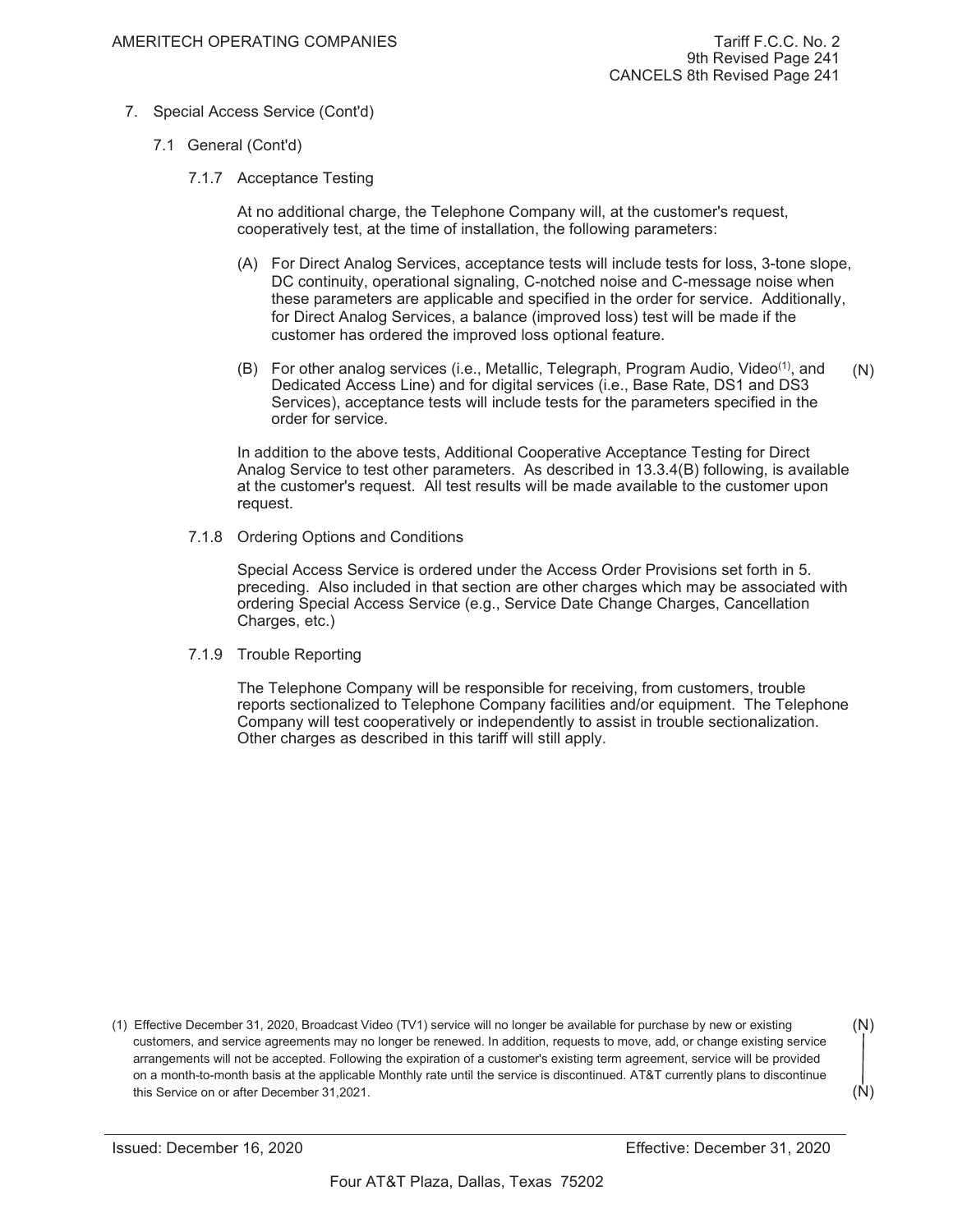7. Special Access Service (Cont'd)

7.1 General (Cont'd)

7.1.7 Acceptance Testing

At no additional charge, the Telephone Company will, at the customer's request, cooperatively test, at the time of installation, the following parameters:

(A) For Direct Analog Services, acceptance tests will include tests for loss, 3-tone slope, DC continuity, operational signaling, C-notched noise and C-message noise when these parameters are applicable and specified in the order for service. Additionally, for Direct Analog Services, a balance (improved loss) test will be made if the customer has ordered the improved loss optional feature.

(B) For other analog services (i.e., Metallic, Telegraph, Program Audio, Video[1], and Dedicated Access Line) and for digital services (i.e., Base Rate, DS1 and DS3 Services), acceptance tests will include tests for the parameters specified in the order for service. (N)

In addition to the above tests, Additional Cooperative Acceptance Testing for Direct Analog Service to test other parameters. As described in 13.3.4(B) following, is available at the customer's request. All test results will be made available to the customer upon request.

7.1.8 Ordering Options and Conditions

Special Access Service is ordered under the Access Order Provisions set forth in 5. preceding. Also included in that section are other charges which may be associated with ordering Special Access Service (e.g., Service Date Change Charges, Cancellation Charges, etc.)

7.1.9 Trouble Reporting

The Telephone Company will be responsible for receiving, from customers, trouble reports sectionalized to Telephone Company facilities and/or equipment. The Telephone Company will test cooperatively or independently to assist in trouble sectionalization. Other charges as described in this tariff will still apply.

(1) Effective December 31, 2020, Broadcast Video (TV1) service will no longer be available for purchase by new or existing customers, and service agreements may no longer be renewed. In addition, requests to move, add, or change existing service arrangements will not be accepted. Following the expiration of a customer's existing term agreement, service will be provided on a month-to-month basis at the applicable Monthly rate until the service is discontinued. AT&T currently plans to discontinue this Service on or after December 31,2021. (N)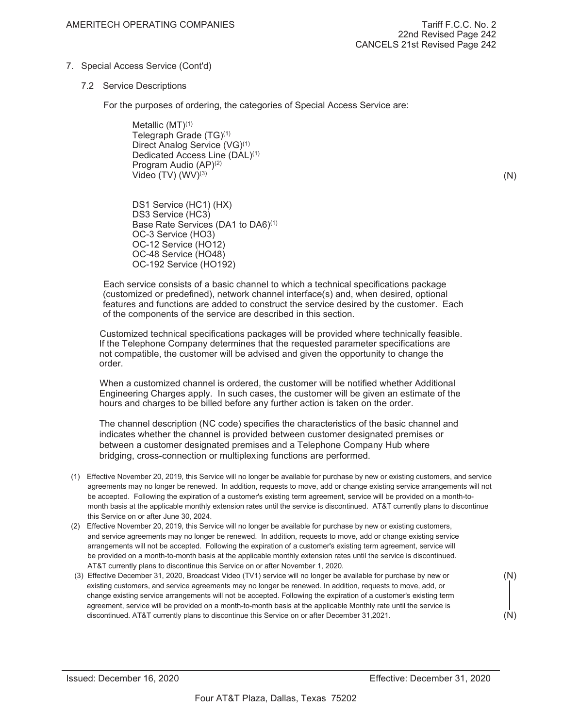7. Special Access Service (Cont'd)

7.2 Service Descriptions

For the purposes of ordering, the categories of Special Access Service are:

Metallic (MT)[1]
Telegraph Grade (TG)[1]
Direct Analog Service (VG)[1]
Dedicated Access Line (DAL)[1]
Program Audio (AP)[2]
Video (TV) (WV)[3] (N)

DS1 Service (HC1) (HX)
DS3 Service (HC3)
Base Rate Services (DA1 to DA6)[1]
OC-3 Service (HO3)
OC-12 Service (HO12)
OC-48 Service (HO48)
OC-192 Service (HO192)

Each service consists of a basic channel to which a technical specifications package (customized or predefined), network channel interface(s) and, when desired, optional features and functions are added to construct the service desired by the customer. Each of the components of the service are described in this section.

Customized technical specifications packages will be provided where technically feasible. If the Telephone Company determines that the requested parameter specifications are not compatible, the customer will be advised and given the opportunity to change the order.

When a customized channel is ordered, the customer will be notified whether Additional Engineering Charges apply. In such cases, the customer will be given an estimate of the hours and charges to be billed before any further action is taken on the order.

The channel description (NC code) specifies the characteristics of the basic channel and indicates whether the channel is provided between customer designated premises or between a customer designated premises and a Telephone Company Hub where bridging, cross-connection or multiplexing functions are performed.

(1) Effective November 20, 2019, this Service will no longer be available for purchase by new or existing customers, and service agreements may no longer be renewed. In addition, requests to move, add or change existing service arrangements will not be accepted. Following the expiration of a customer's existing term agreement, service will be provided on a month-to-month basis at the applicable monthly extension rates until the service is discontinued. AT&T currently plans to discontinue this Service on or after June 30, 2024.

(2) Effective November 20, 2019, this Service will no longer be available for purchase by new or existing customers, and service agreements may no longer be renewed. In addition, requests to move, add or change existing service arrangements will not be accepted. Following the expiration of a customer's existing term agreement, service will be provided on a month-to-month basis at the applicable monthly extension rates until the service is discontinued. AT&T currently plans to discontinue this Service on or after November 1, 2020.

(3) Effective December 31, 2020, Broadcast Video (TV1) service will no longer be available for purchase by new or existing customers, and service agreements may no longer be renewed. In addition, requests to move, add, or change existing service arrangements will not be accepted. Following the expiration of a customer's existing term agreement, service will be provided on a month-to-month basis at the applicable Monthly rate until the service is discontinued. AT&T currently plans to discontinue this Service on or after December 31,2021. (N)

Issued: December 16, 2020 Effective: December 31, 2020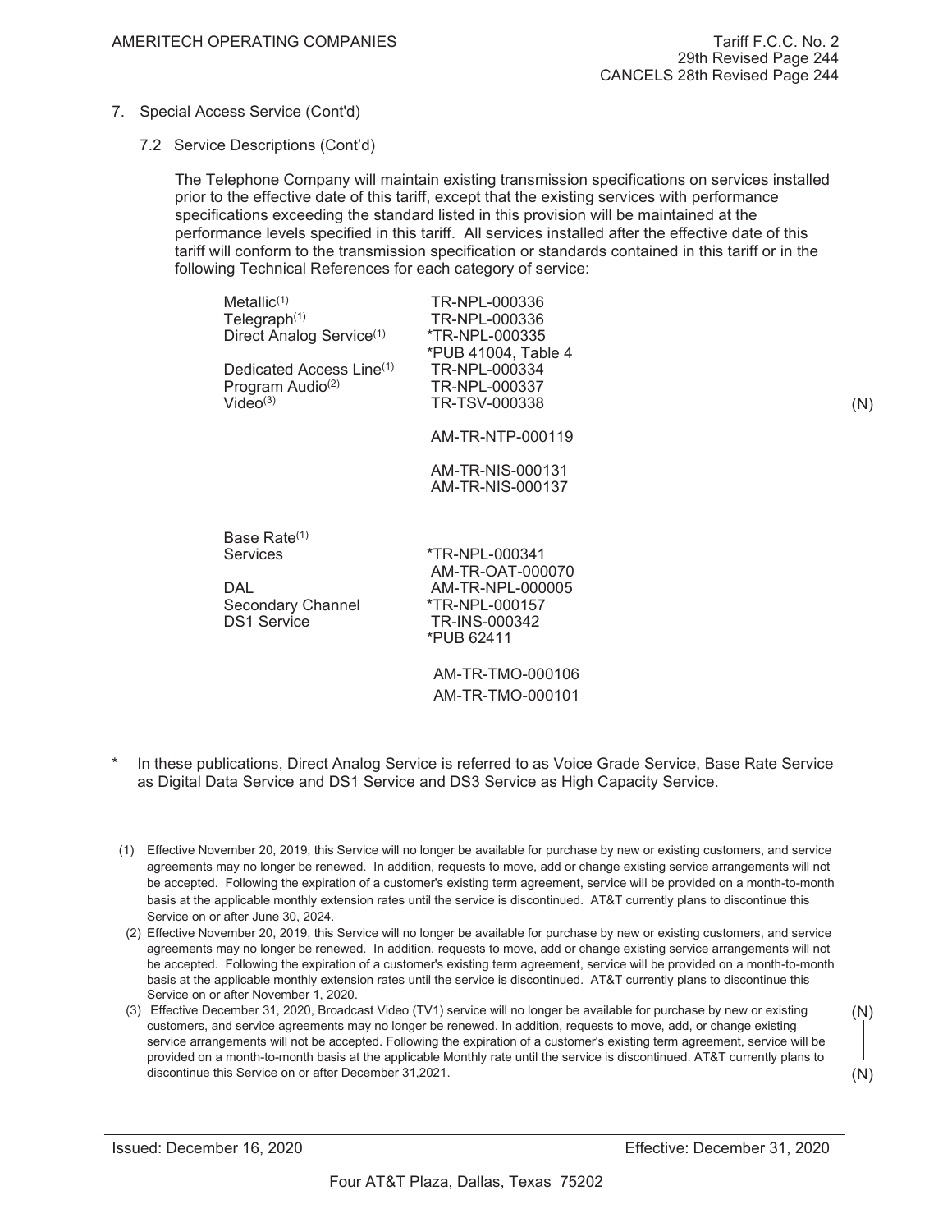7. Special Access Service (Cont'd)

7.2 Service Descriptions (Cont'd)

The Telephone Company will maintain existing transmission specifications on services installed prior to the effective date of this tariff, except that the existing services with performance specifications exceeding the standard listed in this provision will be maintained at the performance levels specified in this tariff. All services installed after the effective date of this tariff will conform to the transmission specification or standards contained in this tariff or in the following Technical References for each category of service:

| Service | Technical Reference |
|---|---|
| Metallic[1] | TR-NPL-000336 |
| Telegraph[1] | TR-NPL-000336 |
| Direct Analog Service[1] | *TR-NPL-000335<br>*PUB 41004, Table 4 |
| Dedicated Access Line[1] | TR-NPL-000334 |
| Program Audio[2] | TR-NPL-000337 |
| Video[3] | TR-TSV-000338 (N)<br>AM-TR-NTP-000119<br>AM-TR-NIS-000131<br>AM-TR-NIS-000137 |
| Base Rate[1] Services | *TR-NPL-000341<br>AM-TR-OAT-000070 |
| DAL | AM-TR-NPL-000005 |
| Secondary Channel | *TR-NPL-000157 |
| DS1 Service | TR-INS-000342<br>*PUB 62411<br>AM-TR-TMO-000106<br>AM-TR-TMO-000101 |

\* In these publications, Direct Analog Service is referred to as Voice Grade Service, Base Rate Service as Digital Data Service and DS1 Service and DS3 Service as High Capacity Service.

(1) Effective November 20, 2019, this Service will no longer be available for purchase by new or existing customers, and service agreements may no longer be renewed. In addition, requests to move, add or change existing service arrangements will not be accepted. Following the expiration of a customer's existing term agreement, service will be provided on a month-to-month basis at the applicable monthly extension rates until the service is discontinued. AT&T currently plans to discontinue this Service on or after June 30, 2024.

(2) Effective November 20, 2019, this Service will no longer be available for purchase by new or existing customers, and service agreements may no longer be renewed. In addition, requests to move, add or change existing service arrangements will not be accepted. Following the expiration of a customer's existing term agreement, service will be provided on a month-to-month basis at the applicable monthly extension rates until the service is discontinued. AT&T currently plans to discontinue this Service on or after November 1, 2020.

(3) Effective December 31, 2020, Broadcast Video (TV1) service will no longer be available for purchase by new or existing customers, and service agreements may no longer be renewed. In addition, requests to move, add, or change existing service arrangements will not be accepted. Following the expiration of a customer's existing term agreement, service will be provided on a month-to-month basis at the applicable Monthly rate until the service is discontinued. AT&T currently plans to discontinue this Service on or after December 31,2021. (N)

Issued: December 16, 2020 — Effective: December 31, 2020

Four AT&T Plaza, Dallas, Texas 75202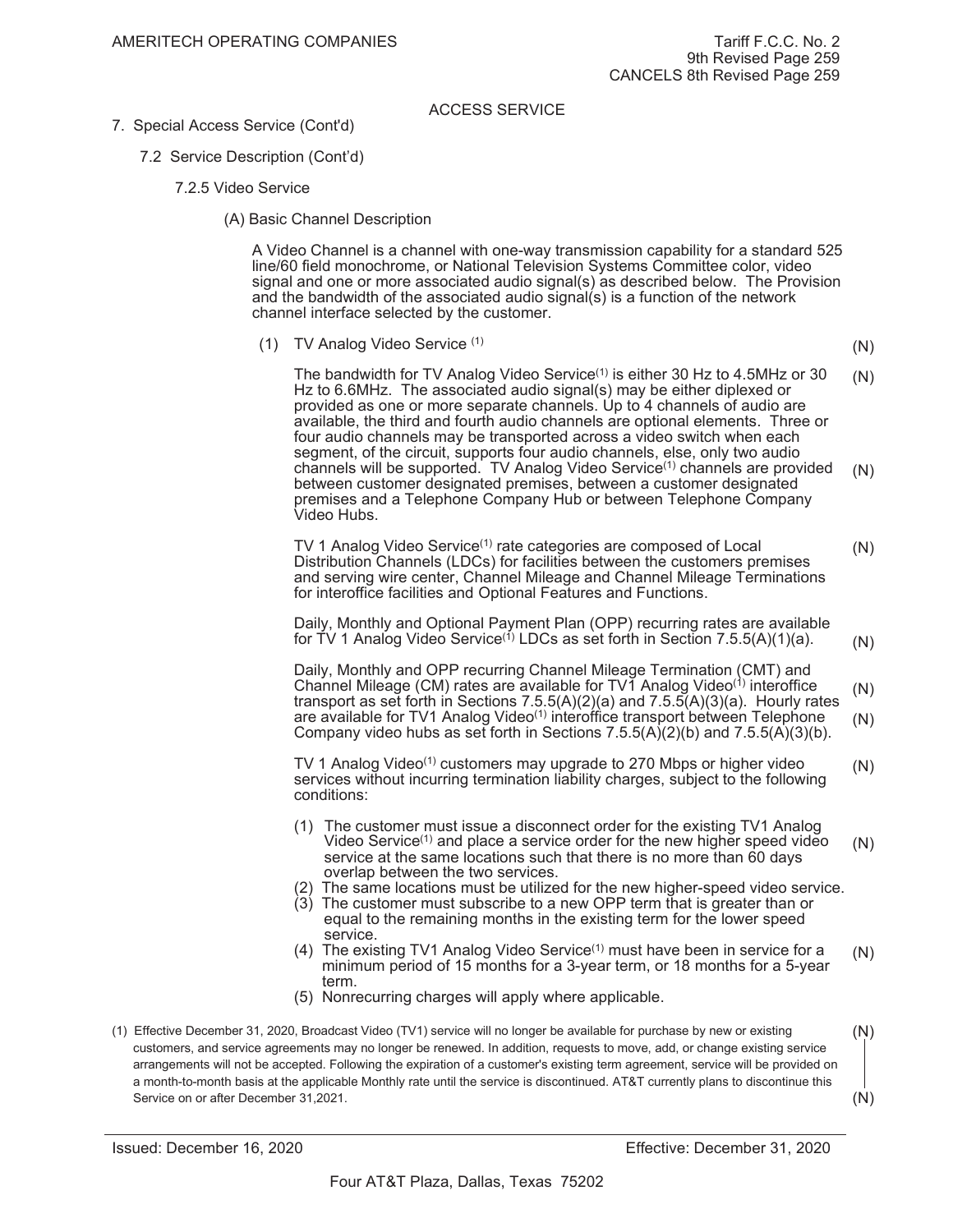ACCESS SERVICE

7. Special Access Service (Cont'd)

7.2 Service Description (Cont'd)

7.2.5 Video Service

(A) Basic Channel Description

A Video Channel is a channel with one-way transmission capability for a standard 525 line/60 field monochrome, or National Television Systems Committee color, video signal and one or more associated audio signal(s) as described below. The Provision and the bandwidth of the associated audio signal(s) is a function of the network channel interface selected by the customer.

(1) TV Analog Video Service [(1)] (N)

The bandwidth for TV Analog Video Service[(1)] is either 30 Hz to 4.5MHz or 30 Hz to 6.6MHz. The associated audio signal(s) may be either diplexed or provided as one or more separate channels. Up to 4 channels of audio are available, the third and fourth audio channels are optional elements. Three or four audio channels may be transported across a video switch when each segment, of the circuit, supports four audio channels, else, only two audio channels will be supported. TV Analog Video Service[(1)] channels are provided between customer designated premises, between a customer designated premises and a Telephone Company Hub or between Telephone Company Video Hubs. (N)

TV 1 Analog Video Service[(1)] rate categories are composed of Local Distribution Channels (LDCs) for facilities between the customers premises and serving wire center, Channel Mileage and Channel Mileage Terminations for interoffice facilities and Optional Features and Functions. (N)

Daily, Monthly and Optional Payment Plan (OPP) recurring rates are available for TV 1 Analog Video Service[(1)] LDCs as set forth in Section 7.5.5(A)(1)(a). (N)

Daily, Monthly and OPP recurring Channel Mileage Termination (CMT) and Channel Mileage (CM) rates are available for TV1 Analog Video[(1)] interoffice transport as set forth in Sections 7.5.5(A)(2)(a) and 7.5.5(A)(3)(a). Hourly rates are available for TV1 Analog Video[(1)] interoffice transport between Telephone Company video hubs as set forth in Sections 7.5.5(A)(2)(b) and 7.5.5(A)(3)(b). (N)

TV 1 Analog Video[(1)] customers may upgrade to 270 Mbps or higher video services without incurring termination liability charges, subject to the following conditions: (N)

(1) The customer must issue a disconnect order for the existing TV1 Analog Video Service[(1)] and place a service order for the new higher speed video service at the same locations such that there is no more than 60 days overlap between the two services. (N)
(2) The same locations must be utilized for the new higher-speed video service.
(3) The customer must subscribe to a new OPP term that is greater than or equal to the remaining months in the existing term for the lower speed service.
(4) The existing TV1 Analog Video Service[(1)] must have been in service for a minimum period of 15 months for a 3-year term, or 18 months for a 5-year term. (N)
(5) Nonrecurring charges will apply where applicable.

(1) Effective December 31, 2020, Broadcast Video (TV1) service will no longer be available for purchase by new or existing customers, and service agreements may no longer be renewed. In addition, requests to move, add, or change existing service arrangements will not be accepted. Following the expiration of a customer's existing term agreement, service will be provided on a month-to-month basis at the applicable Monthly rate until the service is discontinued. AT&T currently plans to discontinue this Service on or after December 31,2021. (N)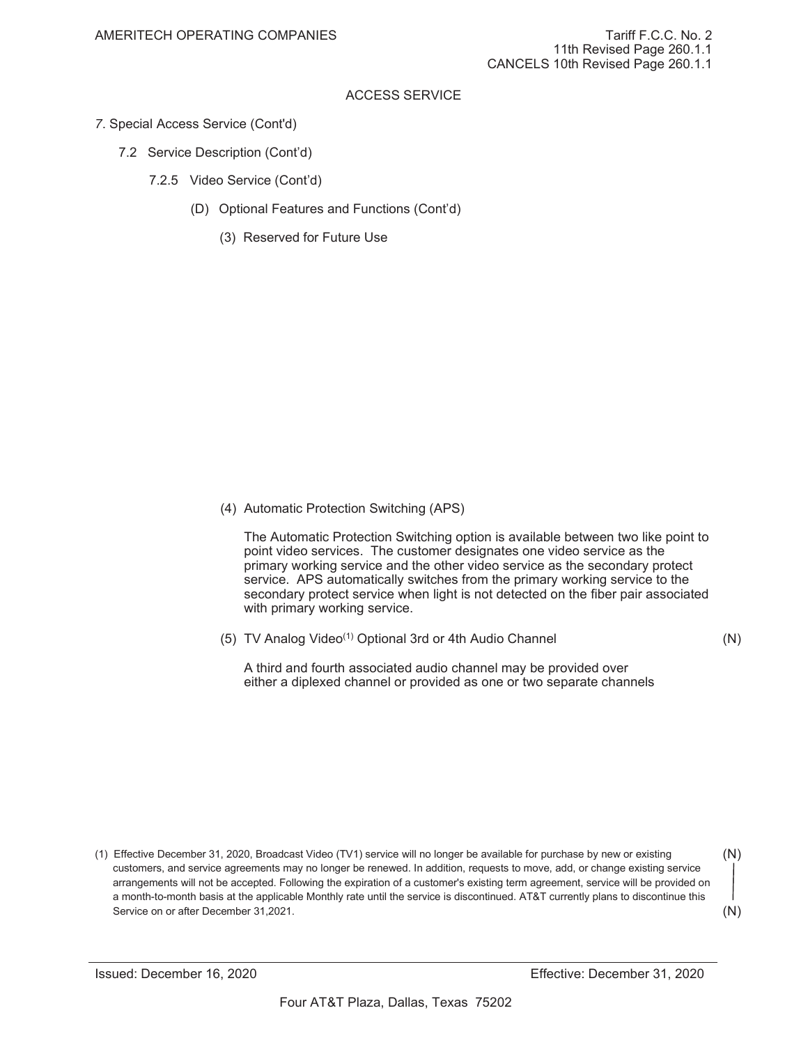AMERITECH OPERATING COMPANIES

Tariff F.C.C. No. 2
11th Revised Page 260.1.1
CANCELS 10th Revised Page 260.1.1

ACCESS SERVICE

7. Special Access Service (Cont'd)

7.2 Service Description (Cont'd)

7.2.5 Video Service (Cont'd)

(D) Optional Features and Functions (Cont'd)

(3) Reserved for Future Use

(4) Automatic Protection Switching (APS)

The Automatic Protection Switching option is available between two like point to point video services. The customer designates one video service as the primary working service and the other video service as the secondary protect service. APS automatically switches from the primary working service to the secondary protect service when light is not detected on the fiber pair associated with primary working service.

(5) TV Analog Video[1] Optional 3rd or 4th Audio Channel (N)

A third and fourth associated audio channel may be provided over either a diplexed channel or provided as one or two separate channels

(1) Effective December 31, 2020, Broadcast Video (TV1) service will no longer be available for purchase by new or existing customers, and service agreements may no longer be renewed. In addition, requests to move, add, or change existing service arrangements will not be accepted. Following the expiration of a customer's existing term agreement, service will be provided on a month-to-month basis at the applicable Monthly rate until the service is discontinued. AT&T currently plans to discontinue this Service on or after December 31,2021. (N)

Issued: December 16, 2020

Effective: December 31, 2020

Four AT&T Plaza, Dallas, Texas 75202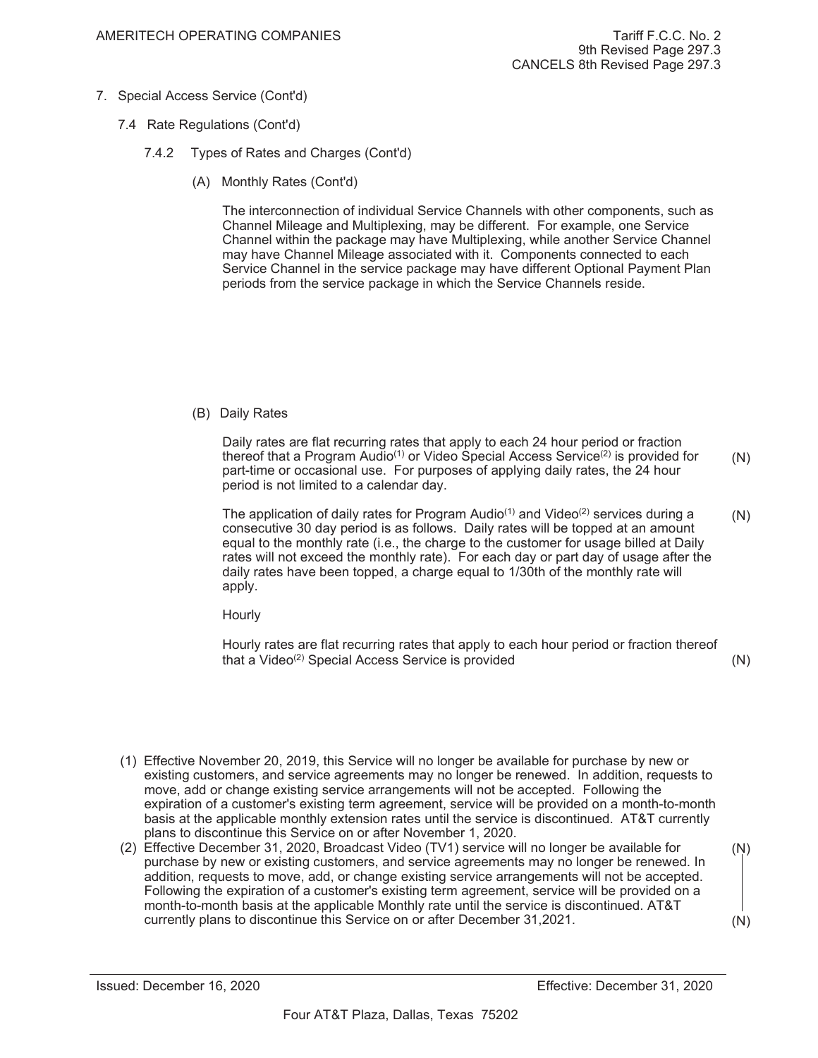AMERITECH OPERATING COMPANIES

Tariff F.C.C. No. 2
9th Revised Page 297.3
CANCELS 8th Revised Page 297.3

7. Special Access Service (Cont'd)

7.4 Rate Regulations (Cont'd)

7.4.2 Types of Rates and Charges (Cont'd)

(A) Monthly Rates (Cont'd)

The interconnection of individual Service Channels with other components, such as Channel Mileage and Multiplexing, may be different. For example, one Service Channel within the package may have Multiplexing, while another Service Channel may have Channel Mileage associated with it. Components connected to each Service Channel in the service package may have different Optional Payment Plan periods from the service package in which the Service Channels reside.

(B) Daily Rates

Daily rates are flat recurring rates that apply to each 24 hour period or fraction thereof that a Program Audio[1] or Video Special Access Service[2] is provided for part-time or occasional use. For purposes of applying daily rates, the 24 hour period is not limited to a calendar day. (N)

The application of daily rates for Program Audio[1] and Video[2] services during a consecutive 30 day period is as follows. Daily rates will be topped at an amount equal to the monthly rate (i.e., the charge to the customer for usage billed at Daily rates will not exceed the monthly rate). For each day or part day of usage after the daily rates have been topped, a charge equal to 1/30th of the monthly rate will apply. (N)

Hourly

Hourly rates are flat recurring rates that apply to each hour period or fraction thereof that a Video[2] Special Access Service is provided (N)

(1) Effective November 20, 2019, this Service will no longer be available for purchase by new or existing customers, and service agreements may no longer be renewed. In addition, requests to move, add or change existing service arrangements will not be accepted. Following the expiration of a customer's existing term agreement, service will be provided on a month-to-month basis at the applicable monthly extension rates until the service is discontinued. AT&T currently plans to discontinue this Service on or after November 1, 2020.

(2) Effective December 31, 2020, Broadcast Video (TV1) service will no longer be available for purchase by new or existing customers, and service agreements may no longer be renewed. In addition, requests to move, add, or change existing service arrangements will not be accepted. Following the expiration of a customer's existing term agreement, service will be provided on a month-to-month basis at the applicable Monthly rate until the service is discontinued. AT&T currently plans to discontinue this Service on or after December 31,2021. (N)

Issued: December 16, 2020

Effective: December 31, 2020

Four AT&T Plaza, Dallas, Texas 75202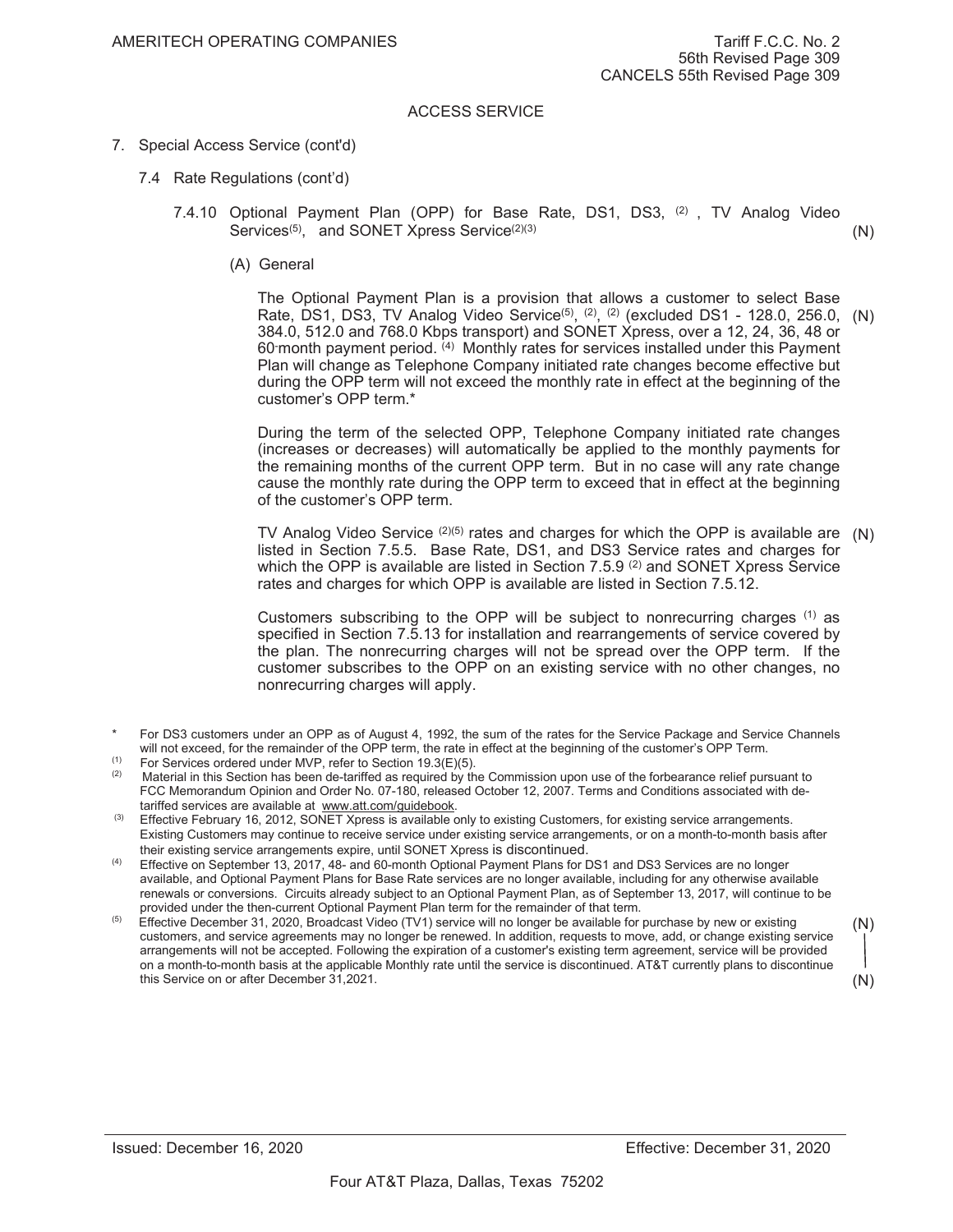AMERITECH OPERATING COMPANIES

Tariff F.C.C. No. 2
56th Revised Page 309
CANCELS 55th Revised Page 309

ACCESS SERVICE

7. Special Access Service (cont'd)

   7.4 Rate Regulations (cont'd)

      7.4.10 Optional Payment Plan (OPP) for Base Rate, DS1, DS3, [2] , TV Analog Video Services[5], and SONET Xpress Service[2][3] (N)

         (A) General

            The Optional Payment Plan is a provision that allows a customer to select Base Rate, DS1, DS3, TV Analog Video Service[5], [2], [2] (excluded DS1 - 128.0, 256.0, 384.0, 512.0 and 768.0 Kbps transport) and SONET Xpress, over a 12, 24, 36, 48 or 60-month payment period. [4] Monthly rates for services installed under this Payment Plan will change as Telephone Company initiated rate changes become effective but during the OPP term will not exceed the monthly rate in effect at the beginning of the customer's OPP term.* (N)

            During the term of the selected OPP, Telephone Company initiated rate changes (increases or decreases) will automatically be applied to the monthly payments for the remaining months of the current OPP term. But in no case will any rate change cause the monthly rate during the OPP term to exceed that in effect at the beginning of the customer's OPP term.

            TV Analog Video Service [2][5] rates and charges for which the OPP is available are listed in Section 7.5.5. Base Rate, DS1, and DS3 Service rates and charges for which the OPP is available are listed in Section 7.5.9 [2] and SONET Xpress Service rates and charges for which OPP is available are listed in Section 7.5.12. (N)

            Customers subscribing to the OPP will be subject to nonrecurring charges [1] as specified in Section 7.5.13 for installation and rearrangements of service covered by the plan. The nonrecurring charges will not be spread over the OPP term. If the customer subscribes to the OPP on an existing service with no other changes, no nonrecurring charges will apply.

\* For DS3 customers under an OPP as of August 4, 1992, the sum of the rates for the Service Package and Service Channels will not exceed, for the remainder of the OPP term, the rate in effect at the beginning of the customer's OPP Term.

(1) For Services ordered under MVP, refer to Section 19.3(E)(5).

(2) Material in this Section has been de-tariffed as required by the Commission upon use of the forbearance relief pursuant to FCC Memorandum Opinion and Order No. 07-180, released October 12, 2007. Terms and Conditions associated with de-tariffed services are available at www.att.com/guidebook.

(3) Effective February 16, 2012, SONET Xpress is available only to existing Customers, for existing service arrangements. Existing Customers may continue to receive service under existing service arrangements, or on a month-to-month basis after their existing service arrangements expire, until SONET Xpress is discontinued.

(4) Effective on September 13, 2017, 48- and 60-month Optional Payment Plans for DS1 and DS3 Services are no longer available, and Optional Payment Plans for Base Rate services are no longer available, including for any otherwise available renewals or conversions. Circuits already subject to an Optional Payment Plan, as of September 13, 2017, will continue to be provided under the then-current Optional Payment Plan term for the remainder of that term.

(5) Effective December 31, 2020, Broadcast Video (TV1) service will no longer be available for purchase by new or existing customers, and service agreements may no longer be renewed. In addition, requests to move, add, or change existing service arrangements will not be accepted. Following the expiration of a customer's existing term agreement, service will be provided on a month-to-month basis at the applicable Monthly rate until the service is discontinued. AT&T currently plans to discontinue this Service on or after December 31,2021. (N)

Issued: December 16, 2020

Effective: December 31, 2020

Four AT&T Plaza, Dallas, Texas 75202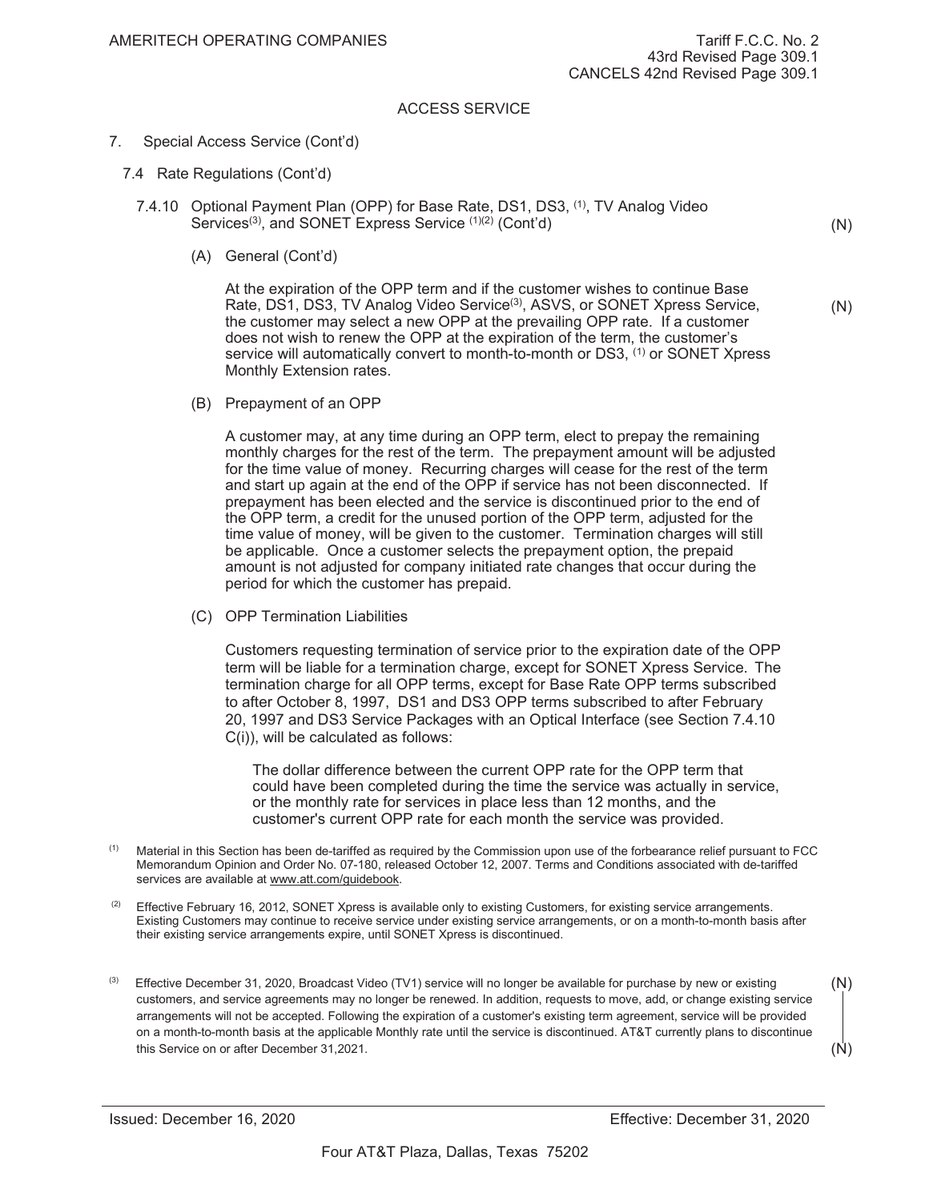7. Special Access Service (Cont'd)

7.4 Rate Regulations (Cont'd)

7.4.10 Optional Payment Plan (OPP) for Base Rate, DS1, DS3, [1], TV Analog Video Services[3], and SONET Express Service [1][2] (Cont'd) (N)

(A) General (Cont'd)

At the expiration of the OPP term and if the customer wishes to continue Base Rate, DS1, DS3, TV Analog Video Service[3], ASVS, or SONET Xpress Service, the customer may select a new OPP at the prevailing OPP rate. If a customer does not wish to renew the OPP at the expiration of the term, the customer's service will automatically convert to month-to-month or DS3, [1] or SONET Xpress Monthly Extension rates. (N)

(B) Prepayment of an OPP

A customer may, at any time during an OPP term, elect to prepay the remaining monthly charges for the rest of the term. The prepayment amount will be adjusted for the time value of money. Recurring charges will cease for the rest of the term and start up again at the end of the OPP if service has not been disconnected. If prepayment has been elected and the service is discontinued prior to the end of the OPP term, a credit for the unused portion of the OPP term, adjusted for the time value of money, will be given to the customer. Termination charges will still be applicable. Once a customer selects the prepayment option, the prepaid amount is not adjusted for company initiated rate changes that occur during the period for which the customer has prepaid.

(C) OPP Termination Liabilities

Customers requesting termination of service prior to the expiration date of the OPP term will be liable for a termination charge, except for SONET Xpress Service. The termination charge for all OPP terms, except for Base Rate OPP terms subscribed to after October 8, 1997, DS1 and DS3 OPP terms subscribed to after February 20, 1997 and DS3 Service Packages with an Optical Interface (see Section 7.4.10 C(i)), will be calculated as follows:

The dollar difference between the current OPP rate for the OPP term that could have been completed during the time the service was actually in service, or the monthly rate for services in place less than 12 months, and the customer's current OPP rate for each month the service was provided.

[1] Material in this Section has been de-tariffed as required by the Commission upon use of the forbearance relief pursuant to FCC Memorandum Opinion and Order No. 07-180, released October 12, 2007. Terms and Conditions associated with de-tariffed services are available at www.att.com/guidebook.

[2] Effective February 16, 2012, SONET Xpress is available only to existing Customers, for existing service arrangements. Existing Customers may continue to receive service under existing service arrangements, or on a month-to-month basis after their existing service arrangements expire, until SONET Xpress is discontinued.

[3] Effective December 31, 2020, Broadcast Video (TV1) service will no longer be available for purchase by new or existing customers, and service agreements may no longer be renewed. In addition, requests to move, add, or change existing service arrangements will not be accepted. Following the expiration of a customer's existing term agreement, service will be provided on a month-to-month basis at the applicable Monthly rate until the service is discontinued. AT&T currently plans to discontinue this Service on or after December 31,2021. (N)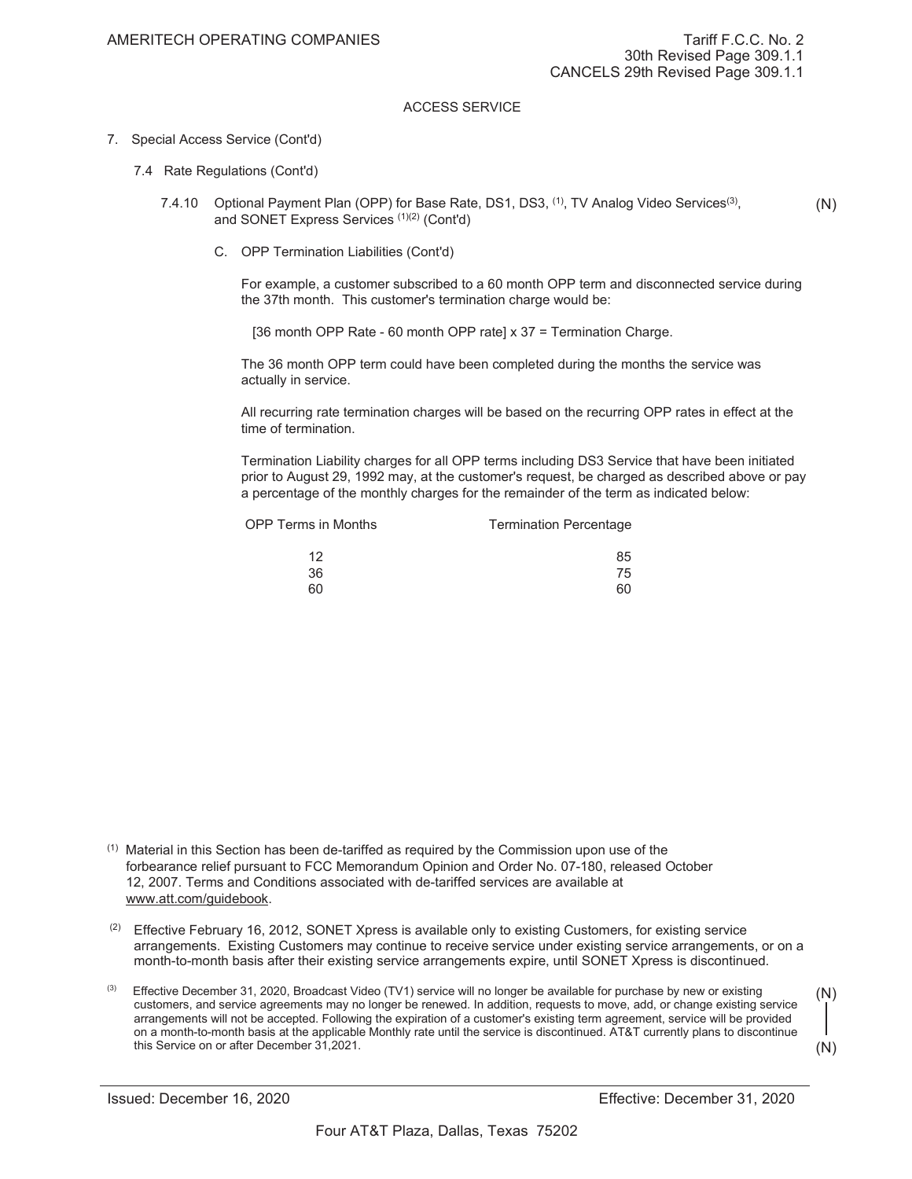AMERITECH OPERATING COMPANIES

Tariff F.C.C. No. 2
30th Revised Page 309.1.1
CANCELS 29th Revised Page 309.1.1

ACCESS SERVICE

7. Special Access Service (Cont'd)

7.4 Rate Regulations (Cont'd)

7.4.10 Optional Payment Plan (OPP) for Base Rate, DS1, DS3, [1], TV Analog Video Services[3], and SONET Express Services [1][2] (Cont'd) (N)

C. OPP Termination Liabilities (Cont'd)

For example, a customer subscribed to a 60 month OPP term and disconnected service during the 37th month. This customer's termination charge would be:

[36 month OPP Rate - 60 month OPP rate] x 37 = Termination Charge.

The 36 month OPP term could have been completed during the months the service was actually in service.

All recurring rate termination charges will be based on the recurring OPP rates in effect at the time of termination.

Termination Liability charges for all OPP terms including DS3 Service that have been initiated prior to August 29, 1992 may, at the customer's request, be charged as described above or pay a percentage of the monthly charges for the remainder of the term as indicated below:

| OPP Terms in Months | Termination Percentage |
|---|---|
| 12 | 85 |
| 36 | 75 |
| 60 | 60 |

[1] Material in this Section has been de-tariffed as required by the Commission upon use of the forbearance relief pursuant to FCC Memorandum Opinion and Order No. 07-180, released October 12, 2007. Terms and Conditions associated with de-tariffed services are available at www.att.com/guidebook.

[2] Effective February 16, 2012, SONET Xpress is available only to existing Customers, for existing service arrangements. Existing Customers may continue to receive service under existing service arrangements, or on a month-to-month basis after their existing service arrangements expire, until SONET Xpress is discontinued.

[3] Effective December 31, 2020, Broadcast Video (TV1) service will no longer be available for purchase by new or existing customers, and service agreements may no longer be renewed. In addition, requests to move, add, or change existing service arrangements will not be accepted. Following the expiration of a customer's existing term agreement, service will be provided on a month-to-month basis at the applicable Monthly rate until the service is discontinued. AT&T currently plans to discontinue this Service on or after December 31,2021. (N)

Issued: December 16, 2020 Effective: December 31, 2020

Four AT&T Plaza, Dallas, Texas 75202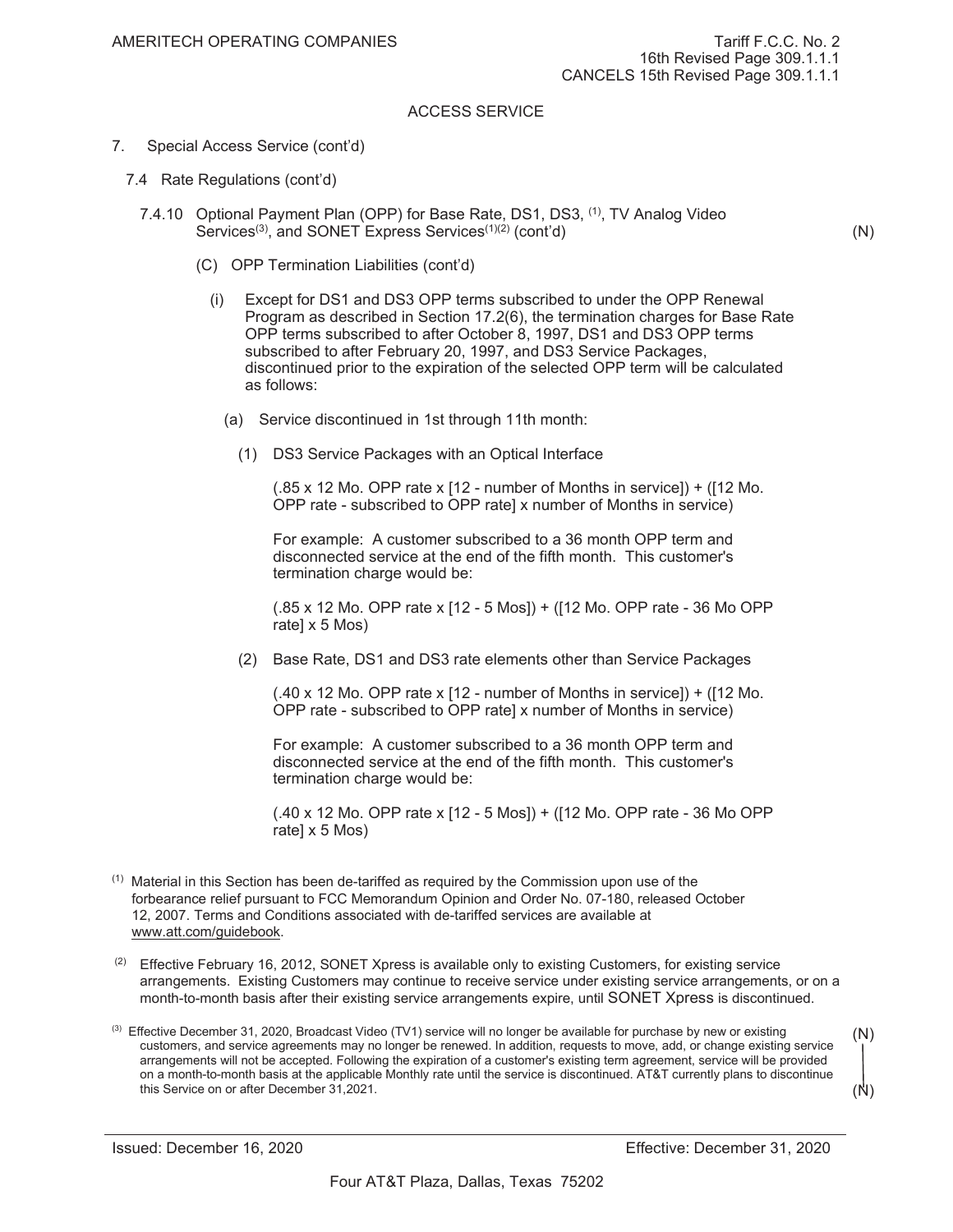AMERITECH OPERATING COMPANIES

Tariff F.C.C. No. 2
16th Revised Page 309.1.1.1
CANCELS 15th Revised Page 309.1.1.1

ACCESS SERVICE

7. Special Access Service (cont'd)

7.4 Rate Regulations (cont'd)

7.4.10 Optional Payment Plan (OPP) for Base Rate, DS1, DS3, [1], TV Analog Video Services[3], and SONET Express Services[1][2] (cont'd) (N)

(C) OPP Termination Liabilities (cont'd)

(i) Except for DS1 and DS3 OPP terms subscribed to under the OPP Renewal Program as described in Section 17.2(6), the termination charges for Base Rate OPP terms subscribed to after October 8, 1997, DS1 and DS3 OPP terms subscribed to after February 20, 1997, and DS3 Service Packages, discontinued prior to the expiration of the selected OPP term will be calculated as follows:

(a) Service discontinued in 1st through 11th month:

(1) DS3 Service Packages with an Optical Interface

(.85 x 12 Mo. OPP rate x [12 - number of Months in service]) + ([12 Mo. OPP rate - subscribed to OPP rate] x number of Months in service)

For example: A customer subscribed to a 36 month OPP term and disconnected service at the end of the fifth month. This customer's termination charge would be:

(.85 x 12 Mo. OPP rate x [12 - 5 Mos]) + ([12 Mo. OPP rate - 36 Mo OPP rate] x 5 Mos)

(2) Base Rate, DS1 and DS3 rate elements other than Service Packages

(.40 x 12 Mo. OPP rate x [12 - number of Months in service]) + ([12 Mo. OPP rate - subscribed to OPP rate] x number of Months in service)

For example: A customer subscribed to a 36 month OPP term and disconnected service at the end of the fifth month. This customer's termination charge would be:

(.40 x 12 Mo. OPP rate x [12 - 5 Mos]) + ([12 Mo. OPP rate - 36 Mo OPP rate] x 5 Mos)

[1] Material in this Section has been de-tariffed as required by the Commission upon use of the forbearance relief pursuant to FCC Memorandum Opinion and Order No. 07-180, released October 12, 2007. Terms and Conditions associated with de-tariffed services are available at www.att.com/guidebook.

[2] Effective February 16, 2012, SONET Xpress is available only to existing Customers, for existing service arrangements. Existing Customers may continue to receive service under existing service arrangements, or on a month-to-month basis after their existing service arrangements expire, until SONET Xpress is discontinued.

[3] Effective December 31, 2020, Broadcast Video (TV1) service will no longer be available for purchase by new or existing customers, and service agreements may no longer be renewed. In addition, requests to move, add, or change existing service arrangements will not be accepted. Following the expiration of a customer's existing term agreement, service will be provided on a month-to-month basis at the applicable Monthly rate until the service is discontinued. AT&T currently plans to discontinue this Service on or after December 31,2021. (N)

Issued: December 16, 2020 Effective: December 31, 2020

Four AT&T Plaza, Dallas, Texas 75202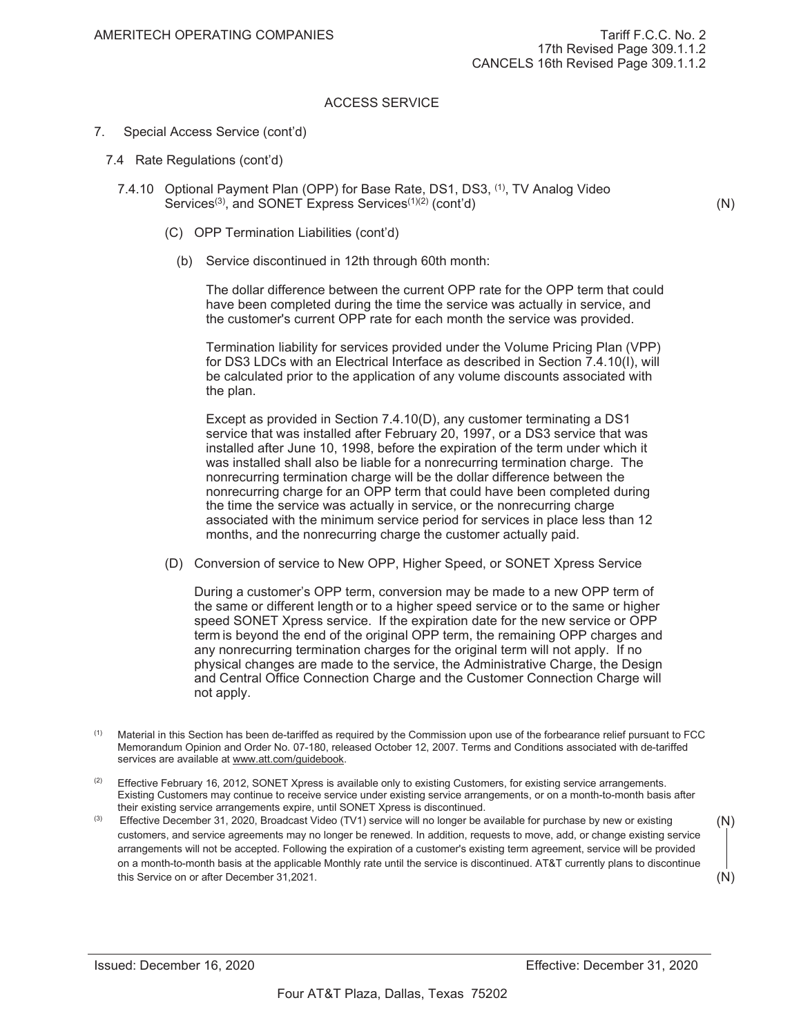ACCESS SERVICE

7. Special Access Service (cont'd)

7.4 Rate Regulations (cont'd)

7.4.10 Optional Payment Plan (OPP) for Base Rate, DS1, DS3, [1], TV Analog Video Services[3], and SONET Express Services[1][2] (cont'd) (N)

(C) OPP Termination Liabilities (cont'd)

(b) Service discontinued in 12th through 60th month:

The dollar difference between the current OPP rate for the OPP term that could have been completed during the time the service was actually in service, and the customer's current OPP rate for each month the service was provided.

Termination liability for services provided under the Volume Pricing Plan (VPP) for DS3 LDCs with an Electrical Interface as described in Section 7.4.10(I), will be calculated prior to the application of any volume discounts associated with the plan.

Except as provided in Section 7.4.10(D), any customer terminating a DS1 service that was installed after February 20, 1997, or a DS3 service that was installed after June 10, 1998, before the expiration of the term under which it was installed shall also be liable for a nonrecurring termination charge. The nonrecurring termination charge will be the dollar difference between the nonrecurring charge for an OPP term that could have been completed during the time the service was actually in service, or the nonrecurring charge associated with the minimum service period for services in place less than 12 months, and the nonrecurring charge the customer actually paid.

(D) Conversion of service to New OPP, Higher Speed, or SONET Xpress Service

During a customer's OPP term, conversion may be made to a new OPP term of the same or different length or to a higher speed service or to the same or higher speed SONET Xpress service. If the expiration date for the new service or OPP term is beyond the end of the original OPP term, the remaining OPP charges and any nonrecurring termination charges for the original term will not apply. If no physical changes are made to the service, the Administrative Charge, the Design and Central Office Connection Charge and the Customer Connection Charge will not apply.

---

[1] Material in this Section has been de-tariffed as required by the Commission upon use of the forbearance relief pursuant to FCC Memorandum Opinion and Order No. 07-180, released October 12, 2007. Terms and Conditions associated with de-tariffed services are available at www.att.com/guidebook.

[2] Effective February 16, 2012, SONET Xpress is available only to existing Customers, for existing service arrangements. Existing Customers may continue to receive service under existing service arrangements, or on a month-to-month basis after their existing service arrangements expire, until SONET Xpress is discontinued.

[3] Effective December 31, 2020, Broadcast Video (TV1) service will no longer be available for purchase by new or existing customers, and service agreements may no longer be renewed. In addition, requests to move, add, or change existing service arrangements will not be accepted. Following the expiration of a customer's existing term agreement, service will be provided on a month-to-month basis at the applicable Monthly rate until the service is discontinued. AT&T currently plans to discontinue this Service on or after December 31,2021. (N)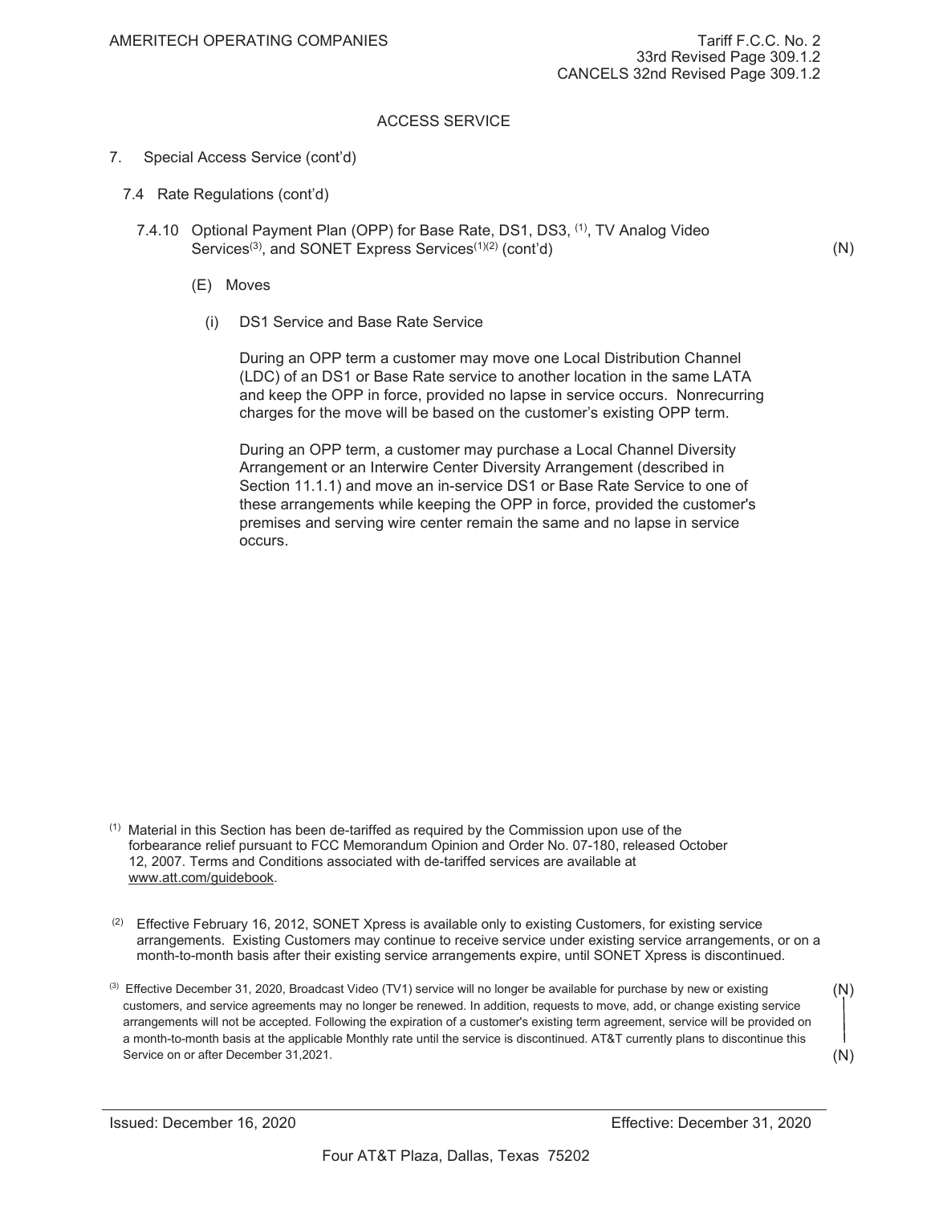AMERITECH OPERATING COMPANIES

Tariff F.C.C. No. 2
33rd Revised Page 309.1.2
CANCELS 32nd Revised Page 309.1.2

ACCESS SERVICE

7. Special Access Service (cont'd)

7.4 Rate Regulations (cont'd)

7.4.10 Optional Payment Plan (OPP) for Base Rate, DS1, DS3, [1], TV Analog Video Services[3], and SONET Express Services[1][2] (cont'd) (N)

(E) Moves

(i) DS1 Service and Base Rate Service

During an OPP term a customer may move one Local Distribution Channel (LDC) of an DS1 or Base Rate service to another location in the same LATA and keep the OPP in force, provided no lapse in service occurs. Nonrecurring charges for the move will be based on the customer's existing OPP term.

During an OPP term, a customer may purchase a Local Channel Diversity Arrangement or an Interwire Center Diversity Arrangement (described in Section 11.1.1) and move an in-service DS1 or Base Rate Service to one of these arrangements while keeping the OPP in force, provided the customer's premises and serving wire center remain the same and no lapse in service occurs.

[1] Material in this Section has been de-tariffed as required by the Commission upon use of the forbearance relief pursuant to FCC Memorandum Opinion and Order No. 07-180, released October 12, 2007. Terms and Conditions associated with de-tariffed services are available at www.att.com/guidebook.

[2] Effective February 16, 2012, SONET Xpress is available only to existing Customers, for existing service arrangements. Existing Customers may continue to receive service under existing service arrangements, or on a month-to-month basis after their existing service arrangements expire, until SONET Xpress is discontinued.

[3] Effective December 31, 2020, Broadcast Video (TV1) service will no longer be available for purchase by new or existing customers, and service agreements may no longer be renewed. In addition, requests to move, add, or change existing service arrangements will not be accepted. Following the expiration of a customer's existing term agreement, service will be provided on a month-to-month basis at the applicable Monthly rate until the service is discontinued. AT&T currently plans to discontinue this Service on or after December 31,2021. (N)

Issued: December 16, 2020

Effective: December 31, 2020

Four AT&T Plaza, Dallas, Texas 75202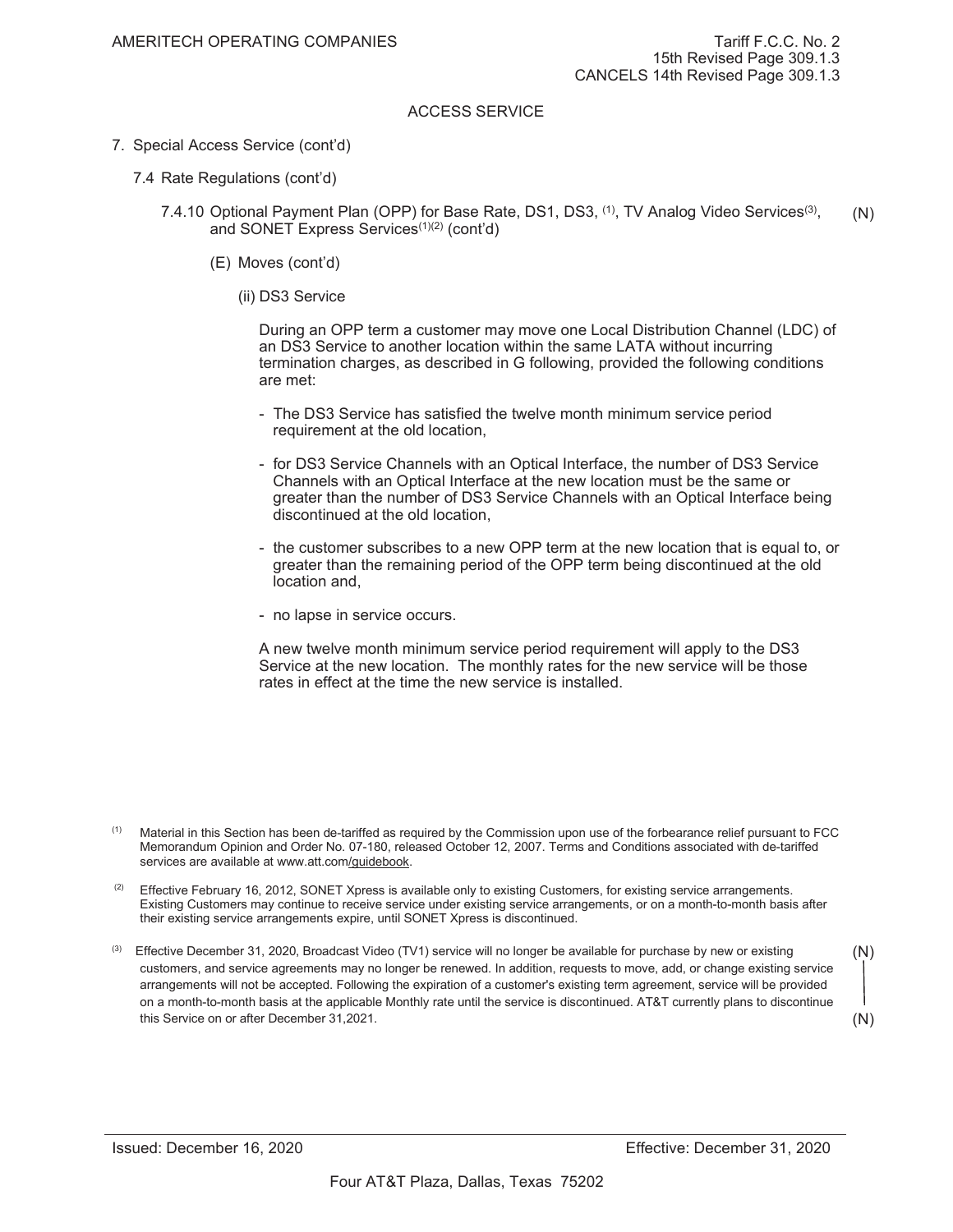AMERITECH OPERATING COMPANIES

Tariff F.C.C. No. 2
15th Revised Page 309.1.3
CANCELS 14th Revised Page 309.1.3

ACCESS SERVICE

7. Special Access Service (cont'd)

   7.4 Rate Regulations (cont'd)

      7.4.10 Optional Payment Plan (OPP) for Base Rate, DS1, DS3, [1], TV Analog Video Services[3], and SONET Express Services[1][2] (cont'd) (N)

         (E) Moves (cont'd)

            (ii) DS3 Service

            During an OPP term a customer may move one Local Distribution Channel (LDC) of an DS3 Service to another location within the same LATA without incurring termination charges, as described in G following, provided the following conditions are met:

            - The DS3 Service has satisfied the twelve month minimum service period requirement at the old location,
            - for DS3 Service Channels with an Optical Interface, the number of DS3 Service Channels with an Optical Interface at the new location must be the same or greater than the number of DS3 Service Channels with an Optical Interface being discontinued at the old location,
            - the customer subscribes to a new OPP term at the new location that is equal to, or greater than the remaining period of the OPP term being discontinued at the old location and,
            - no lapse in service occurs.

            A new twelve month minimum service period requirement will apply to the DS3 Service at the new location. The monthly rates for the new service will be those rates in effect at the time the new service is installed.

[1] Material in this Section has been de-tariffed as required by the Commission upon use of the forbearance relief pursuant to FCC Memorandum Opinion and Order No. 07-180, released October 12, 2007. Terms and Conditions associated with de-tariffed services are available at www.att.com/guidebook.

[2] Effective February 16, 2012, SONET Xpress is available only to existing Customers, for existing service arrangements. Existing Customers may continue to receive service under existing service arrangements, or on a month-to-month basis after their existing service arrangements expire, until SONET Xpress is discontinued.

[3] Effective December 31, 2020, Broadcast Video (TV1) service will no longer be available for purchase by new or existing customers, and service agreements may no longer be renewed. In addition, requests to move, add, or change existing service arrangements will not be accepted. Following the expiration of a customer's existing term agreement, service will be provided on a month-to-month basis at the applicable Monthly rate until the service is discontinued. AT&T currently plans to discontinue this Service on or after December 31,2021. (N)

Issued: December 16, 2020

Effective: December 31, 2020

Four AT&T Plaza, Dallas, Texas 75202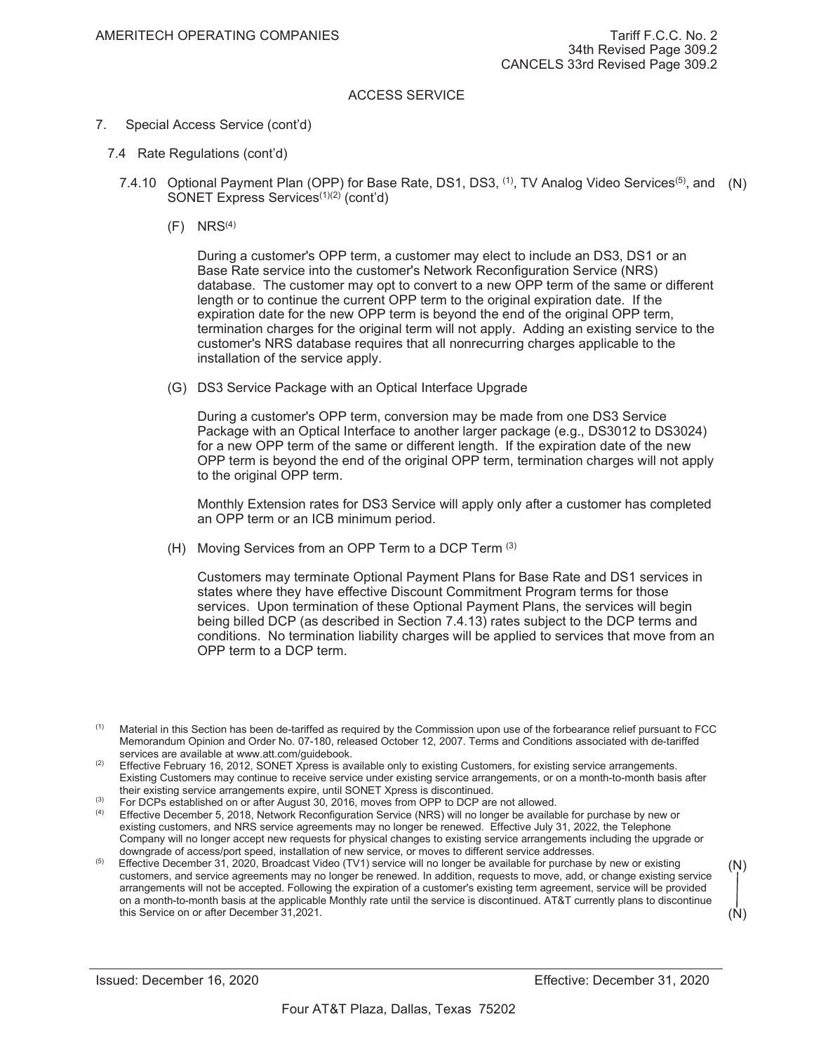AMERITECH OPERATING COMPANIES

Tariff F.C.C. No. 2
34th Revised Page 309.2
CANCELS 33rd Revised Page 309.2

ACCESS SERVICE

7. Special Access Service (cont'd)

7.4 Rate Regulations (cont'd)

7.4.10 Optional Payment Plan (OPP) for Base Rate, DS1, DS3, [1], TV Analog Video Services[5], and SONET Express Services[1][2] (cont'd) (N)

(F) NRS[4]

During a customer's OPP term, a customer may elect to include an DS3, DS1 or an Base Rate service into the customer's Network Reconfiguration Service (NRS) database. The customer may opt to convert to a new OPP term of the same or different length or to continue the current OPP term to the original expiration date. If the expiration date for the new OPP term is beyond the end of the original OPP term, termination charges for the original term will not apply. Adding an existing service to the customer's NRS database requires that all nonrecurring charges applicable to the installation of the service apply.

(G) DS3 Service Package with an Optical Interface Upgrade

During a customer's OPP term, conversion may be made from one DS3 Service Package with an Optical Interface to another larger package (e.g., DS3012 to DS3024) for a new OPP term of the same or different length. If the expiration date of the new OPP term is beyond the end of the original OPP term, termination charges will not apply to the original OPP term.

Monthly Extension rates for DS3 Service will apply only after a customer has completed an OPP term or an ICB minimum period.

(H) Moving Services from an OPP Term to a DCP Term [3]

Customers may terminate Optional Payment Plans for Base Rate and DS1 services in states where they have effective Discount Commitment Program terms for those services. Upon termination of these Optional Payment Plans, the services will begin being billed DCP (as described in Section 7.4.13) rates subject to the DCP terms and conditions. No termination liability charges will be applied to services that move from an OPP term to a DCP term.

[1] Material in this Section has been de-tariffed as required by the Commission upon use of the forbearance relief pursuant to FCC Memorandum Opinion and Order No. 07-180, released October 12, 2007. Terms and Conditions associated with de-tariffed services are available at www.att.com/guidebook.

[2] Effective February 16, 2012, SONET Xpress is available only to existing Customers, for existing service arrangements. Existing Customers may continue to receive service under existing service arrangements, or on a month-to-month basis after their existing service arrangements expire, until SONET Xpress is discontinued.

[3] For DCPs established on or after August 30, 2016, moves from OPP to DCP are not allowed.

[4] Effective December 5, 2018, Network Reconfiguration Service (NRS) will no longer be available for purchase by new or existing customers, and NRS service agreements may no longer be renewed. Effective July 31, 2022, the Telephone Company will no longer accept new requests for physical changes to existing service arrangements including the upgrade or downgrade of access/port speed, installation of new service, or moves to different service addresses.

[5] Effective December 31, 2020, Broadcast Video (TV1) service will no longer be available for purchase by new or existing customers, and service agreements may no longer be renewed. In addition, requests to move, add, or change existing service arrangements will not be accepted. Following the expiration of a customer's existing term agreement, service will be provided on a month-to-month basis at the applicable Monthly rate until the service is discontinued. AT&T currently plans to discontinue this Service on or after December 31,2021. (N)

Issued: December 16, 2020

Effective: December 31, 2020

Four AT&T Plaza, Dallas, Texas 75202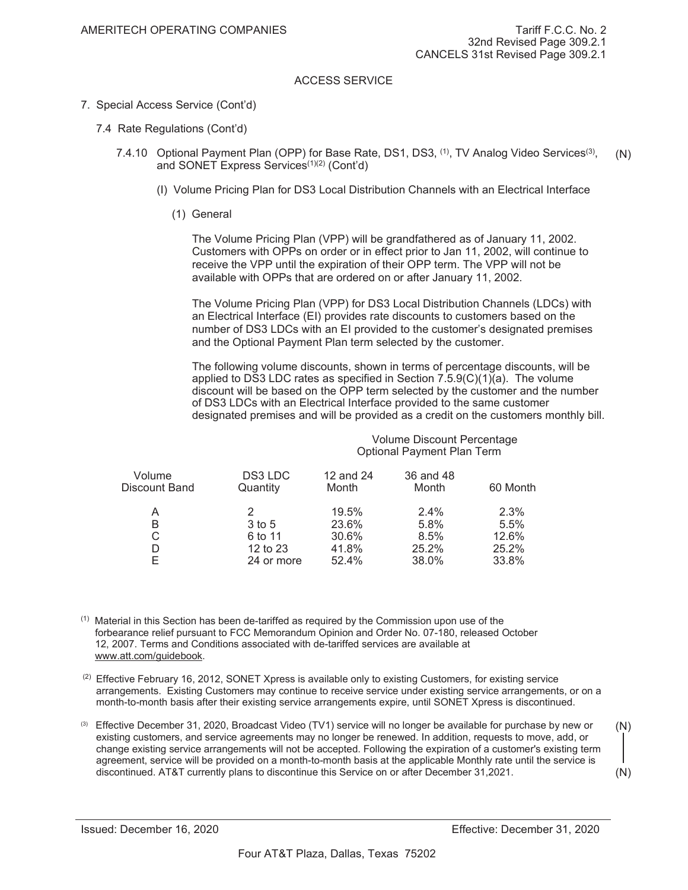AMERITECH OPERATING COMPANIES

Tariff F.C.C. No. 2
32nd Revised Page 309.2.1
CANCELS 31st Revised Page 309.2.1

ACCESS SERVICE

7. Special Access Service (Cont'd)

7.4 Rate Regulations (Cont'd)

7.4.10 Optional Payment Plan (OPP) for Base Rate, DS1, DS3, [1], TV Analog Video Services[3], and SONET Express Services[1][2] (Cont'd) (N)

(I) Volume Pricing Plan for DS3 Local Distribution Channels with an Electrical Interface

(1) General

The Volume Pricing Plan (VPP) will be grandfathered as of January 11, 2002. Customers with OPPs on order or in effect prior to Jan 11, 2002, will continue to receive the VPP until the expiration of their OPP term. The VPP will not be available with OPPs that are ordered on or after January 11, 2002.

The Volume Pricing Plan (VPP) for DS3 Local Distribution Channels (LDCs) with an Electrical Interface (EI) provides rate discounts to customers based on the number of DS3 LDCs with an EI provided to the customer's designated premises and the Optional Payment Plan term selected by the customer.

The following volume discounts, shown in terms of percentage discounts, will be applied to DS3 LDC rates as specified in Section 7.5.9(C)(1)(a). The volume discount will be based on the OPP term selected by the customer and the number of DS3 LDCs with an Electrical Interface provided to the same customer designated premises and will be provided as a credit on the customers monthly bill.

| | | Volume Discount Percentage Optional Payment Plan Term | | |
|---|---|---|---|---|
| Volume Discount Band | DS3 LDC Quantity | 12 and 24 Month | 36 and 48 Month | 60 Month |
| A | 2 | 19.5% | 2.4% | 2.3% |
| B | 3 to 5 | 23.6% | 5.8% | 5.5% |
| C | 6 to 11 | 30.6% | 8.5% | 12.6% |
| D | 12 to 23 | 41.8% | 25.2% | 25.2% |
| E | 24 or more | 52.4% | 38.0% | 33.8% |

[1] Material in this Section has been de-tariffed as required by the Commission upon use of the forbearance relief pursuant to FCC Memorandum Opinion and Order No. 07-180, released October 12, 2007. Terms and Conditions associated with de-tariffed services are available at www.att.com/guidebook.

[2] Effective February 16, 2012, SONET Xpress is available only to existing Customers, for existing service arrangements. Existing Customers may continue to receive service under existing service arrangements, or on a month-to-month basis after their existing service arrangements expire, until SONET Xpress is discontinued.

[3] Effective December 31, 2020, Broadcast Video (TV1) service will no longer be available for purchase by new or existing customers, and service agreements may no longer be renewed. In addition, requests to move, add, or change existing service arrangements will not be accepted. Following the expiration of a customer's existing term agreement, service will be provided on a month-to-month basis at the applicable Monthly rate until the service is discontinued. AT&T currently plans to discontinue this Service on or after December 31,2021. (N)

Issued: December 16, 2020 Effective: December 31, 2020

Four AT&T Plaza, Dallas, Texas 75202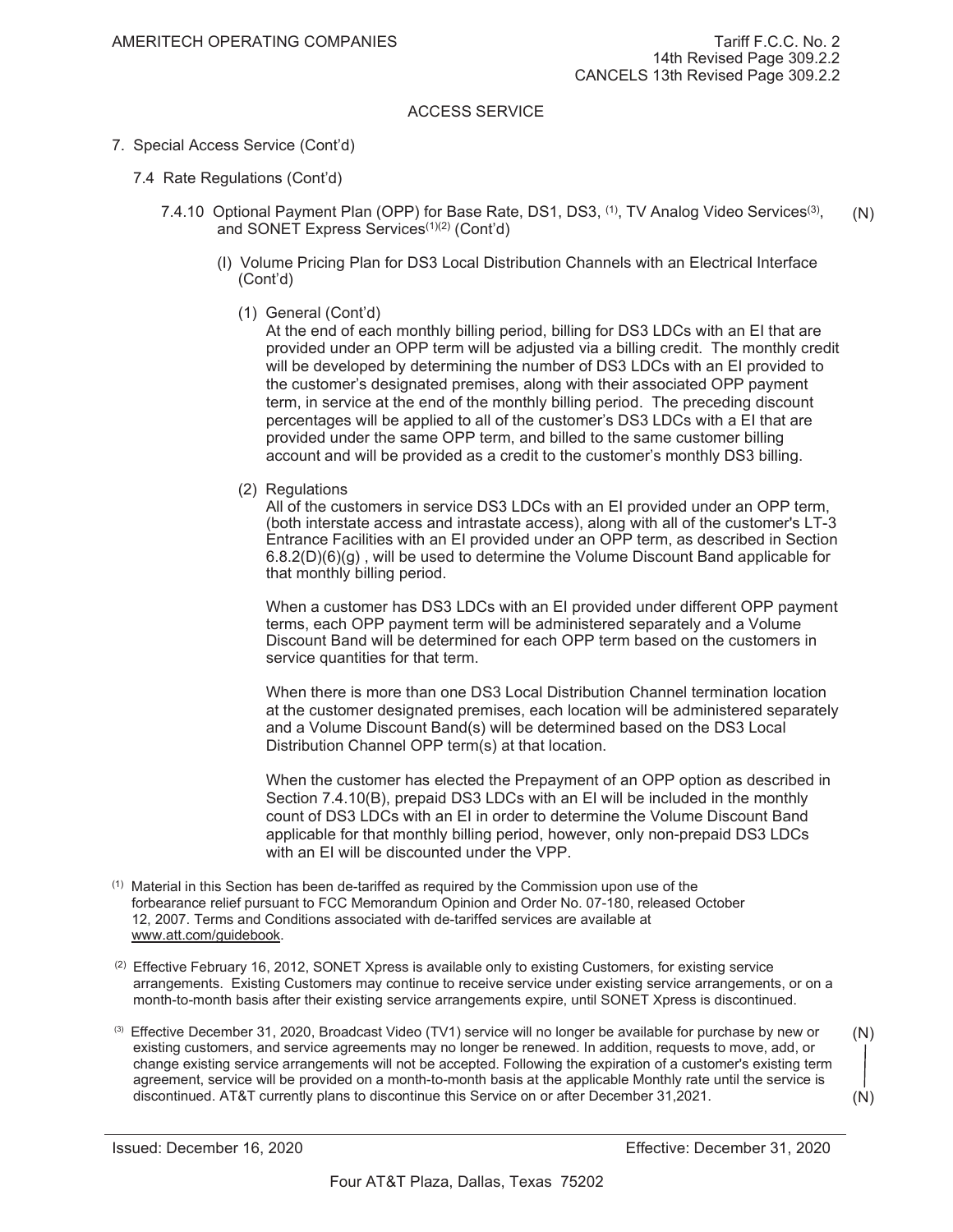ACCESS SERVICE

7. Special Access Service (Cont'd)

7.4 Rate Regulations (Cont'd)

7.4.10 Optional Payment Plan (OPP) for Base Rate, DS1, DS3, [1], TV Analog Video Services[3], and SONET Express Services[1][2] (Cont'd) (N)

(I) Volume Pricing Plan for DS3 Local Distribution Channels with an Electrical Interface (Cont'd)

(1) General (Cont'd)

At the end of each monthly billing period, billing for DS3 LDCs with an EI that are provided under an OPP term will be adjusted via a billing credit. The monthly credit will be developed by determining the number of DS3 LDCs with an EI provided to the customer's designated premises, along with their associated OPP payment term, in service at the end of the monthly billing period. The preceding discount percentages will be applied to all of the customer's DS3 LDCs with a EI that are provided under the same OPP term, and billed to the same customer billing account and will be provided as a credit to the customer's monthly DS3 billing.

(2) Regulations

All of the customers in service DS3 LDCs with an EI provided under an OPP term, (both interstate access and intrastate access), along with all of the customer's LT-3 Entrance Facilities with an EI provided under an OPP term, as described in Section 6.8.2(D)(6)(g) , will be used to determine the Volume Discount Band applicable for that monthly billing period.

When a customer has DS3 LDCs with an EI provided under different OPP payment terms, each OPP payment term will be administered separately and a Volume Discount Band will be determined for each OPP term based on the customers in service quantities for that term.

When there is more than one DS3 Local Distribution Channel termination location at the customer designated premises, each location will be administered separately and a Volume Discount Band(s) will be determined based on the DS3 Local Distribution Channel OPP term(s) at that location.

When the customer has elected the Prepayment of an OPP option as described in Section 7.4.10(B), prepaid DS3 LDCs with an EI will be included in the monthly count of DS3 LDCs with an EI in order to determine the Volume Discount Band applicable for that monthly billing period, however, only non-prepaid DS3 LDCs with an EI will be discounted under the VPP.

[1] Material in this Section has been de-tariffed as required by the Commission upon use of the forbearance relief pursuant to FCC Memorandum Opinion and Order No. 07-180, released October 12, 2007. Terms and Conditions associated with de-tariffed services are available at www.att.com/guidebook.

[2] Effective February 16, 2012, SONET Xpress is available only to existing Customers, for existing service arrangements. Existing Customers may continue to receive service under existing service arrangements, or on a month-to-month basis after their existing service arrangements expire, until SONET Xpress is discontinued.

[3] Effective December 31, 2020, Broadcast Video (TV1) service will no longer be available for purchase by new or existing customers, and service agreements may no longer be renewed. In addition, requests to move, add, or change existing service arrangements will not be accepted. Following the expiration of a customer's existing term agreement, service will be provided on a month-to-month basis at the applicable Monthly rate until the service is discontinued. AT&T currently plans to discontinue this Service on or after December 31,2021. (N)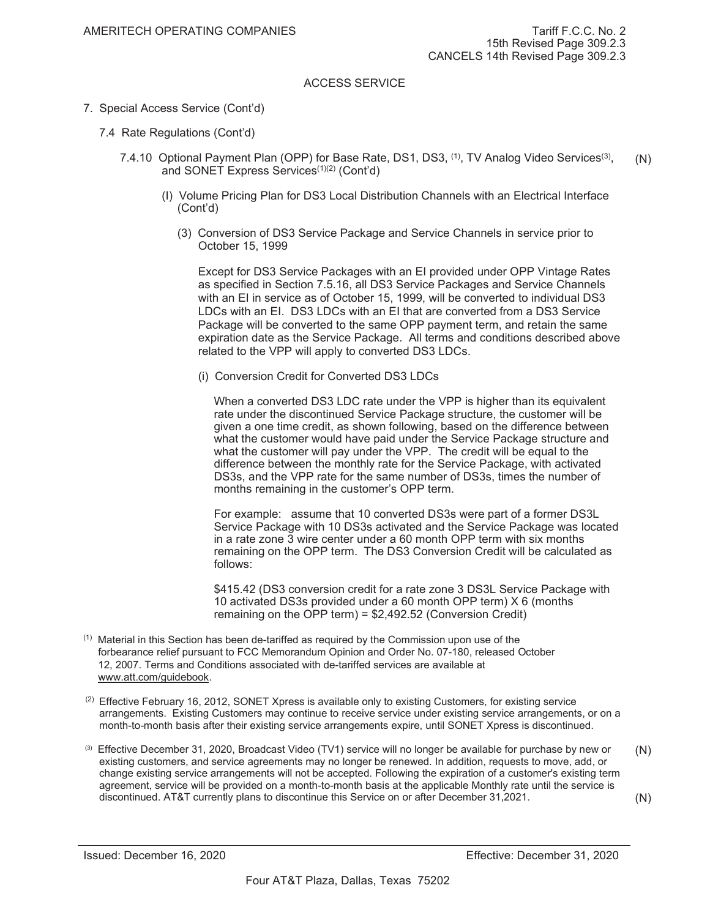AMERITECH OPERATING COMPANIES

Tariff F.C.C. No. 2
15th Revised Page 309.2.3
CANCELS 14th Revised Page 309.2.3

ACCESS SERVICE

7. Special Access Service (Cont'd)

   7.4 Rate Regulations (Cont'd)

      7.4.10 Optional Payment Plan (OPP) for Base Rate, DS1, DS3, [1], TV Analog Video Services[3], and SONET Express Services[1][2] (Cont'd) (N)

         (I) Volume Pricing Plan for DS3 Local Distribution Channels with an Electrical Interface (Cont'd)

            (3) Conversion of DS3 Service Package and Service Channels in service prior to October 15, 1999

               Except for DS3 Service Packages with an EI provided under OPP Vintage Rates as specified in Section 7.5.16, all DS3 Service Packages and Service Channels with an EI in service as of October 15, 1999, will be converted to individual DS3 LDCs with an EI. DS3 LDCs with an EI that are converted from a DS3 Service Package will be converted to the same OPP payment term, and retain the same expiration date as the Service Package. All terms and conditions described above related to the VPP will apply to converted DS3 LDCs.

               (i) Conversion Credit for Converted DS3 LDCs

                  When a converted DS3 LDC rate under the VPP is higher than its equivalent rate under the discontinued Service Package structure, the customer will be given a one time credit, as shown following, based on the difference between what the customer would have paid under the Service Package structure and what the customer will pay under the VPP. The credit will be equal to the difference between the monthly rate for the Service Package, with activated DS3s, and the VPP rate for the same number of DS3s, times the number of months remaining in the customer's OPP term.

                  For example: assume that 10 converted DS3s were part of a former DS3L Service Package with 10 DS3s activated and the Service Package was located in a rate zone 3 wire center under a 60 month OPP term with six months remaining on the OPP term. The DS3 Conversion Credit will be calculated as follows:

                  $415.42 (DS3 conversion credit for a rate zone 3 DS3L Service Package with 10 activated DS3s provided under a 60 month OPP term) X 6 (months remaining on the OPP term) = $2,492.52 (Conversion Credit)

[1] Material in this Section has been de-tariffed as required by the Commission upon use of the forbearance relief pursuant to FCC Memorandum Opinion and Order No. 07-180, released October 12, 2007. Terms and Conditions associated with de-tariffed services are available at www.att.com/guidebook.

[2] Effective February 16, 2012, SONET Xpress is available only to existing Customers, for existing service arrangements. Existing Customers may continue to receive service under existing service arrangements, or on a month-to-month basis after their existing service arrangements expire, until SONET Xpress is discontinued.

[3] Effective December 31, 2020, Broadcast Video (TV1) service will no longer be available for purchase by new or existing customers, and service agreements may no longer be renewed. In addition, requests to move, add, or change existing service arrangements will not be accepted. Following the expiration of a customer's existing term agreement, service will be provided on a month-to-month basis at the applicable Monthly rate until the service is discontinued. AT&T currently plans to discontinue this Service on or after December 31,2021. (N)

Issued: December 16, 2020

Effective: December 31, 2020

Four AT&T Plaza, Dallas, Texas 75202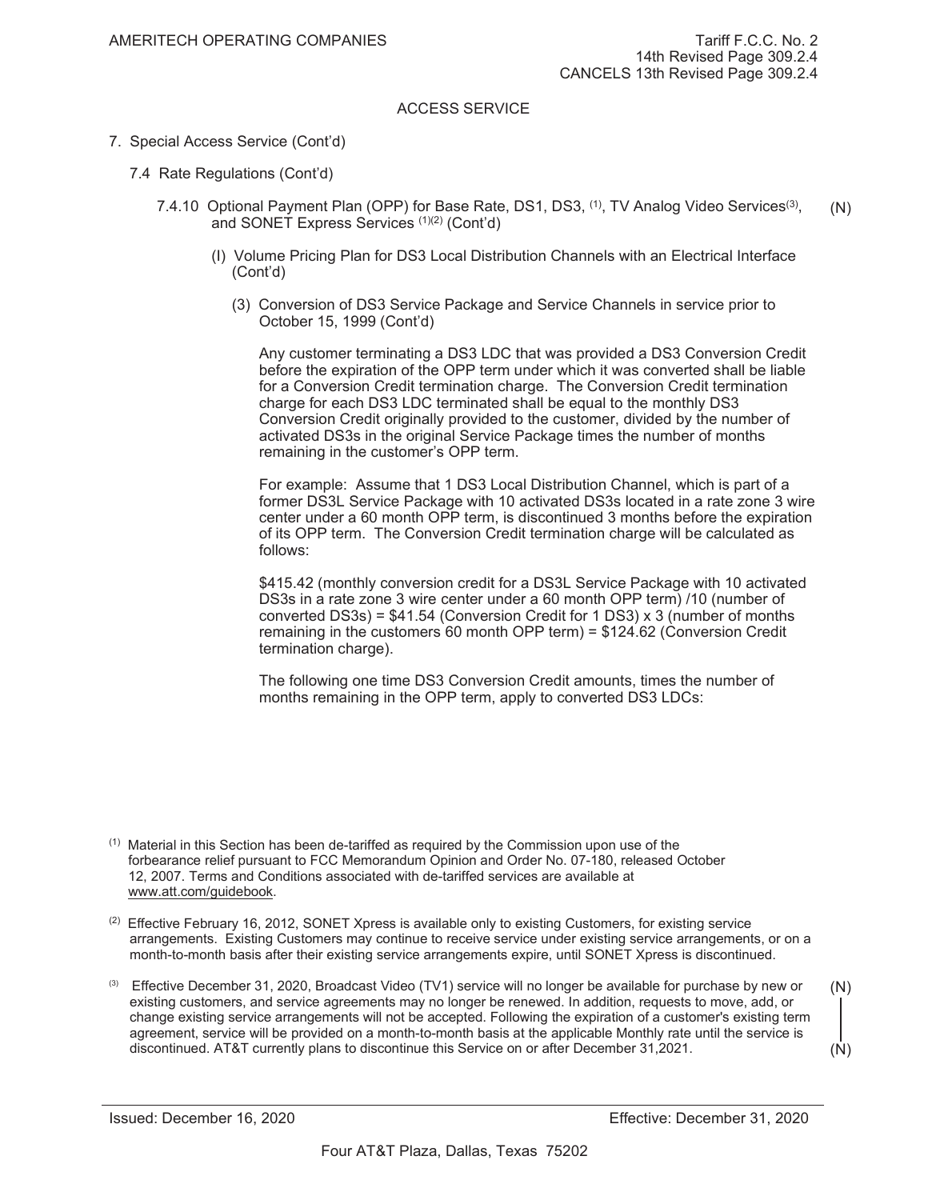ACCESS SERVICE

7. Special Access Service (Cont'd)

   7.4 Rate Regulations (Cont'd)

      7.4.10 Optional Payment Plan (OPP) for Base Rate, DS1, DS3, [1], TV Analog Video Services[3], and SONET Express Services [1][2] (Cont'd) (N)

         (I) Volume Pricing Plan for DS3 Local Distribution Channels with an Electrical Interface (Cont'd)

            (3) Conversion of DS3 Service Package and Service Channels in service prior to October 15, 1999 (Cont'd)

Any customer terminating a DS3 LDC that was provided a DS3 Conversion Credit before the expiration of the OPP term under which it was converted shall be liable for a Conversion Credit termination charge. The Conversion Credit termination charge for each DS3 LDC terminated shall be equal to the monthly DS3 Conversion Credit originally provided to the customer, divided by the number of activated DS3s in the original Service Package times the number of months remaining in the customer's OPP term.

For example: Assume that 1 DS3 Local Distribution Channel, which is part of a former DS3L Service Package with 10 activated DS3s located in a rate zone 3 wire center under a 60 month OPP term, is discontinued 3 months before the expiration of its OPP term. The Conversion Credit termination charge will be calculated as follows:

$415.42 (monthly conversion credit for a DS3L Service Package with 10 activated DS3s in a rate zone 3 wire center under a 60 month OPP term) /10 (number of converted DS3s) = $41.54 (Conversion Credit for 1 DS3) x 3 (number of months remaining in the customers 60 month OPP term) = $124.62 (Conversion Credit termination charge).

The following one time DS3 Conversion Credit amounts, times the number of months remaining in the OPP term, apply to converted DS3 LDCs:

[1] Material in this Section has been de-tariffed as required by the Commission upon use of the forbearance relief pursuant to FCC Memorandum Opinion and Order No. 07-180, released October 12, 2007. Terms and Conditions associated with de-tariffed services are available at www.att.com/guidebook.

[2] Effective February 16, 2012, SONET Xpress is available only to existing Customers, for existing service arrangements. Existing Customers may continue to receive service under existing service arrangements, or on a month-to-month basis after their existing service arrangements expire, until SONET Xpress is discontinued.

[3] Effective December 31, 2020, Broadcast Video (TV1) service will no longer be available for purchase by new or existing customers, and service agreements may no longer be renewed. In addition, requests to move, add, or change existing service arrangements will not be accepted. Following the expiration of a customer's existing term agreement, service will be provided on a month-to-month basis at the applicable Monthly rate until the service is discontinued. AT&T currently plans to discontinue this Service on or after December 31,2021. (N)

Issued: December 16, 2020 — Effective: December 31, 2020

Four AT&T Plaza, Dallas, Texas 75202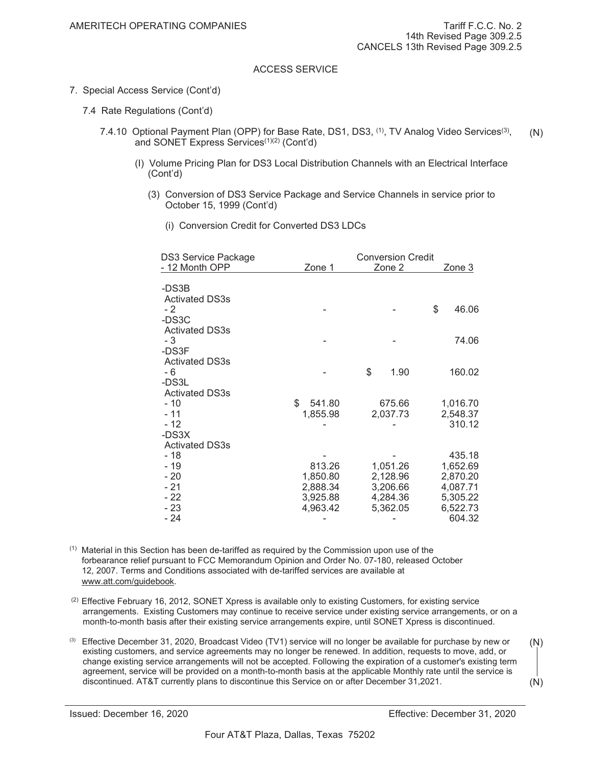AMERITECH OPERATING COMPANIES

Tariff F.C.C. No. 2
14th Revised Page 309.2.5
CANCELS 13th Revised Page 309.2.5

ACCESS SERVICE

7. Special Access Service (Cont'd)

7.4 Rate Regulations (Cont'd)

7.4.10 Optional Payment Plan (OPP) for Base Rate, DS1, DS3, [(1)], TV Analog Video Services[(3)], and SONET Express Services[(1)(2)] (Cont'd) (N)

(I) Volume Pricing Plan for DS3 Local Distribution Channels with an Electrical Interface (Cont'd)

(3) Conversion of DS3 Service Package and Service Channels in service prior to October 15, 1999 (Cont'd)

(i) Conversion Credit for Converted DS3 LDCs

| DS3 Service Package - 12 Month OPP | Conversion Credit Zone 1 | Zone 2 | Zone 3 |
|---|---|---|---|
| -DS3B | | | |
| Activated DS3s | | | |
| - 2 | - | - | $ 46.06 |
| -DS3C | | | |
| Activated DS3s | | | |
| - 3 | - | - | 74.06 |
| -DS3F | | | |
| Activated DS3s | | | |
| - 6 | - | $ 1.90 | 160.02 |
| -DS3L | | | |
| Activated DS3s | | | |
| - 10 | $ 541.80 | 675.66 | 1,016.70 |
| - 11 | 1,855.98 | 2,037.73 | 2,548.37 |
| - 12 | - | - | 310.12 |
| -DS3X | | | |
| Activated DS3s | | | |
| - 18 | - | - | 435.18 |
| - 19 | 813.26 | 1,051.26 | 1,652.69 |
| - 20 | 1,850.80 | 2,128.96 | 2,870.20 |
| - 21 | 2,888.34 | 3,206.66 | 4,087.71 |
| - 22 | 3,925.88 | 4,284.36 | 5,305.22 |
| - 23 | 4,963.42 | 5,362.05 | 6,522.73 |
| - 24 | - | - | 604.32 |

(1) Material in this Section has been de-tariffed as required by the Commission upon use of the forbearance relief pursuant to FCC Memorandum Opinion and Order No. 07-180, released October 12, 2007. Terms and Conditions associated with de-tariffed services are available at www.att.com/guidebook.

(2) Effective February 16, 2012, SONET Xpress is available only to existing Customers, for existing service arrangements. Existing Customers may continue to receive service under existing service arrangements, or on a month-to-month basis after their existing service arrangements expire, until SONET Xpress is discontinued.

(3) Effective December 31, 2020, Broadcast Video (TV1) service will no longer be available for purchase by new or existing customers, and service agreements may no longer be renewed. In addition, requests to move, add, or change existing service arrangements will not be accepted. Following the expiration of a customer's existing term agreement, service will be provided on a month-to-month basis at the applicable Monthly rate until the service is discontinued. AT&T currently plans to discontinue this Service on or after December 31,2021. (N)

Issued: December 16, 2020

Effective: December 31, 2020

Four AT&T Plaza, Dallas, Texas 75202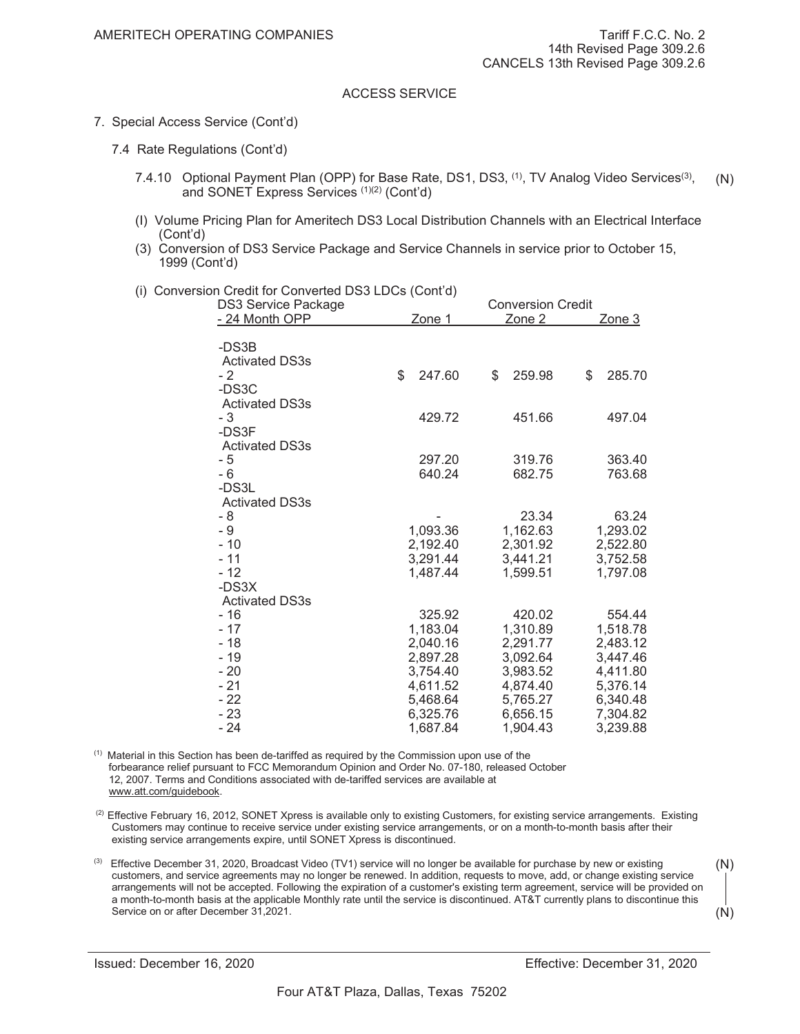AMERITECH OPERATING COMPANIES

Tariff F.C.C. No. 2
14th Revised Page 309.2.6
CANCELS 13th Revised Page 309.2.6

ACCESS SERVICE

7. Special Access Service (Cont'd)

7.4 Rate Regulations (Cont'd)

7.4.10 Optional Payment Plan (OPP) for Base Rate, DS1, DS3, [1], TV Analog Video Services[3], and SONET Express Services [1][2] (Cont'd) (N)

(I) Volume Pricing Plan for Ameritech DS3 Local Distribution Channels with an Electrical Interface (Cont'd)

(3) Conversion of DS3 Service Package and Service Channels in service prior to October 15, 1999 (Cont'd)

(i) Conversion Credit for Converted DS3 LDCs (Cont'd)

| DS3 Service Package - 24 Month OPP | Conversion Credit Zone 1 | Zone 2 | Zone 3 |
|---|---|---|---|
| -DS3B | | | |
| Activated DS3s | | | |
| - 2 | $ 247.60 | $ 259.98 | $ 285.70 |
| -DS3C | | | |
| Activated DS3s | | | |
| - 3 | 429.72 | 451.66 | 497.04 |
| -DS3F | | | |
| Activated DS3s | | | |
| - 5 | 297.20 | 319.76 | 363.40 |
| - 6 | 640.24 | 682.75 | 763.68 |
| -DS3L | | | |
| Activated DS3s | | | |
| - 8 | - | 23.34 | 63.24 |
| - 9 | 1,093.36 | 1,162.63 | 1,293.02 |
| - 10 | 2,192.40 | 2,301.92 | 2,522.80 |
| - 11 | 3,291.44 | 3,441.21 | 3,752.58 |
| - 12 | 1,487.44 | 1,599.51 | 1,797.08 |
| -DS3X | | | |
| Activated DS3s | | | |
| - 16 | 325.92 | 420.02 | 554.44 |
| - 17 | 1,183.04 | 1,310.89 | 1,518.78 |
| - 18 | 2,040.16 | 2,291.77 | 2,483.12 |
| - 19 | 2,897.28 | 3,092.64 | 3,447.46 |
| - 20 | 3,754.40 | 3,983.52 | 4,411.80 |
| - 21 | 4,611.52 | 4,874.40 | 5,376.14 |
| - 22 | 5,468.64 | 5,765.27 | 6,340.48 |
| - 23 | 6,325.76 | 6,656.15 | 7,304.82 |
| - 24 | 1,687.84 | 1,904.43 | 3,239.88 |

[1] Material in this Section has been de-tariffed as required by the Commission upon use of the forbearance relief pursuant to FCC Memorandum Opinion and Order No. 07-180, released October 12, 2007. Terms and Conditions associated with de-tariffed services are available at www.att.com/guidebook.

[2] Effective February 16, 2012, SONET Xpress is available only to existing Customers, for existing service arrangements. Existing Customers may continue to receive service under existing service arrangements, or on a month-to-month basis after their existing service arrangements expire, until SONET Xpress is discontinued.

[3] Effective December 31, 2020, Broadcast Video (TV1) service will no longer be available for purchase by new or existing customers, and service agreements may no longer be renewed. In addition, requests to move, add, or change existing service arrangements will not be accepted. Following the expiration of a customer's existing term agreement, service will be provided on a month-to-month basis at the applicable Monthly rate until the service is discontinued. AT&T currently plans to discontinue this Service on or after December 31,2021. (N)

Issued: December 16, 2020

Effective: December 31, 2020

Four AT&T Plaza, Dallas, Texas 75202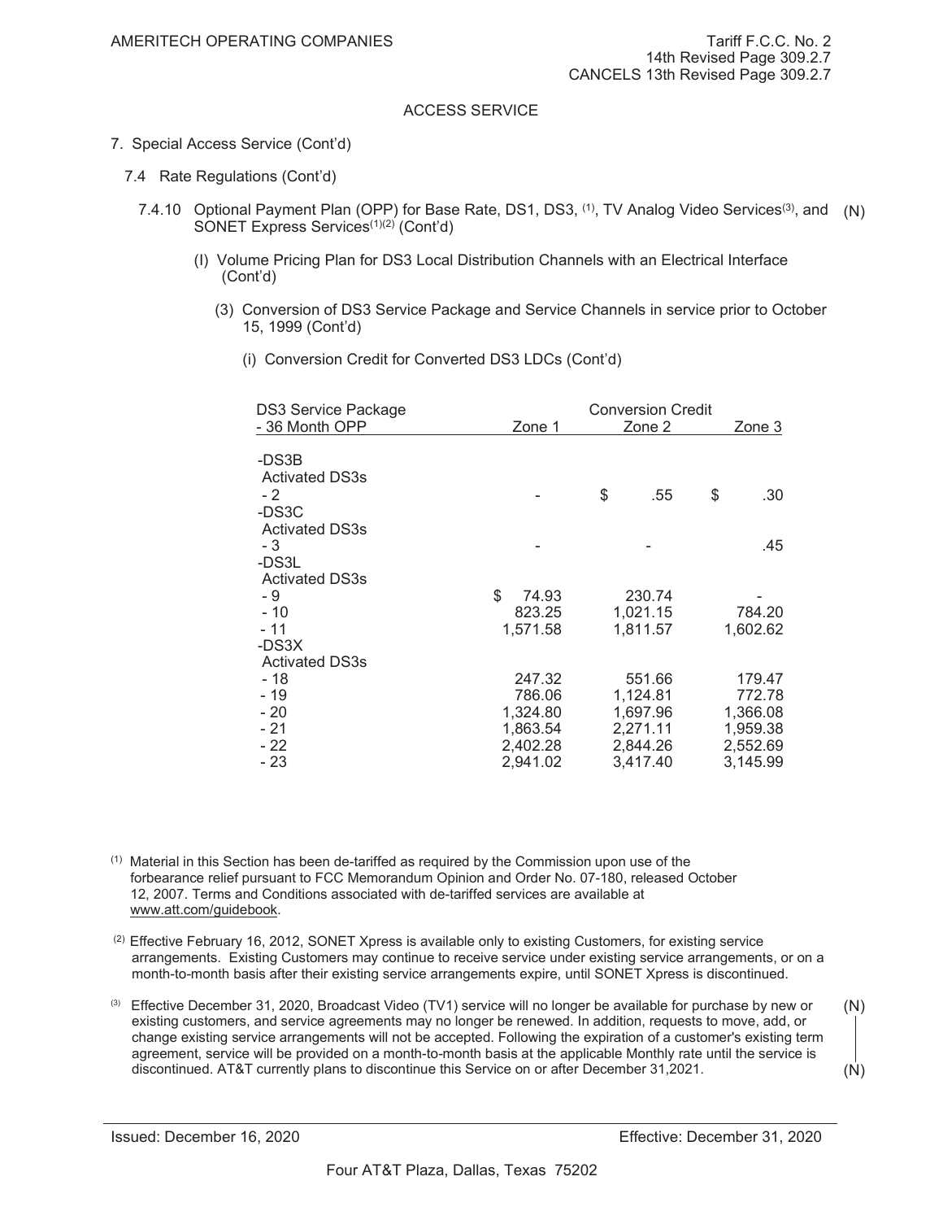AMERITECH OPERATING COMPANIES

Tariff F.C.C. No. 2
14th Revised Page 309.2.7
CANCELS 13th Revised Page 309.2.7

ACCESS SERVICE

7. Special Access Service (Cont'd)

7.4 Rate Regulations (Cont'd)

7.4.10 Optional Payment Plan (OPP) for Base Rate, DS1, DS3, [1], TV Analog Video Services[3], and SONET Express Services[1][2] (Cont'd) (N)

(I) Volume Pricing Plan for DS3 Local Distribution Channels with an Electrical Interface (Cont'd)

(3) Conversion of DS3 Service Package and Service Channels in service prior to October 15, 1999 (Cont'd)

(i) Conversion Credit for Converted DS3 LDCs (Cont'd)

| DS3 Service Package - 36 Month OPP | Conversion Credit Zone 1 | Zone 2 | Zone 3 |
|---|---|---|---|
| -DS3B | | | |
| Activated DS3s | | | |
| - 2 | - | $ .55 | $ .30 |
| -DS3C | | | |
| Activated DS3s | | | |
| - 3 | - | - | .45 |
| -DS3L | | | |
| Activated DS3s | | | |
| - 9 | $ 74.93 | 230.74 | - |
| - 10 | 823.25 | 1,021.15 | 784.20 |
| - 11 | 1,571.58 | 1,811.57 | 1,602.62 |
| -DS3X | | | |
| Activated DS3s | | | |
| - 18 | 247.32 | 551.66 | 179.47 |
| - 19 | 786.06 | 1,124.81 | 772.78 |
| - 20 | 1,324.80 | 1,697.96 | 1,366.08 |
| - 21 | 1,863.54 | 2,271.11 | 1,959.38 |
| - 22 | 2,402.28 | 2,844.26 | 2,552.69 |
| - 23 | 2,941.02 | 3,417.40 | 3,145.99 |

[1] Material in this Section has been de-tariffed as required by the Commission upon use of the forbearance relief pursuant to FCC Memorandum Opinion and Order No. 07-180, released October 12, 2007. Terms and Conditions associated with de-tariffed services are available at www.att.com/guidebook.

[2] Effective February 16, 2012, SONET Xpress is available only to existing Customers, for existing service arrangements. Existing Customers may continue to receive service under existing service arrangements, or on a month-to-month basis after their existing service arrangements expire, until SONET Xpress is discontinued.

[3] Effective December 31, 2020, Broadcast Video (TV1) service will no longer be available for purchase by new or existing customers, and service agreements may no longer be renewed. In addition, requests to move, add, or change existing service arrangements will not be accepted. Following the expiration of a customer's existing term agreement, service will be provided on a month-to-month basis at the applicable Monthly rate until the service is discontinued. AT&T currently plans to discontinue this Service on or after December 31,2021. (N)

Issued: December 16, 2020 Effective: December 31, 2020

Four AT&T Plaza, Dallas, Texas 75202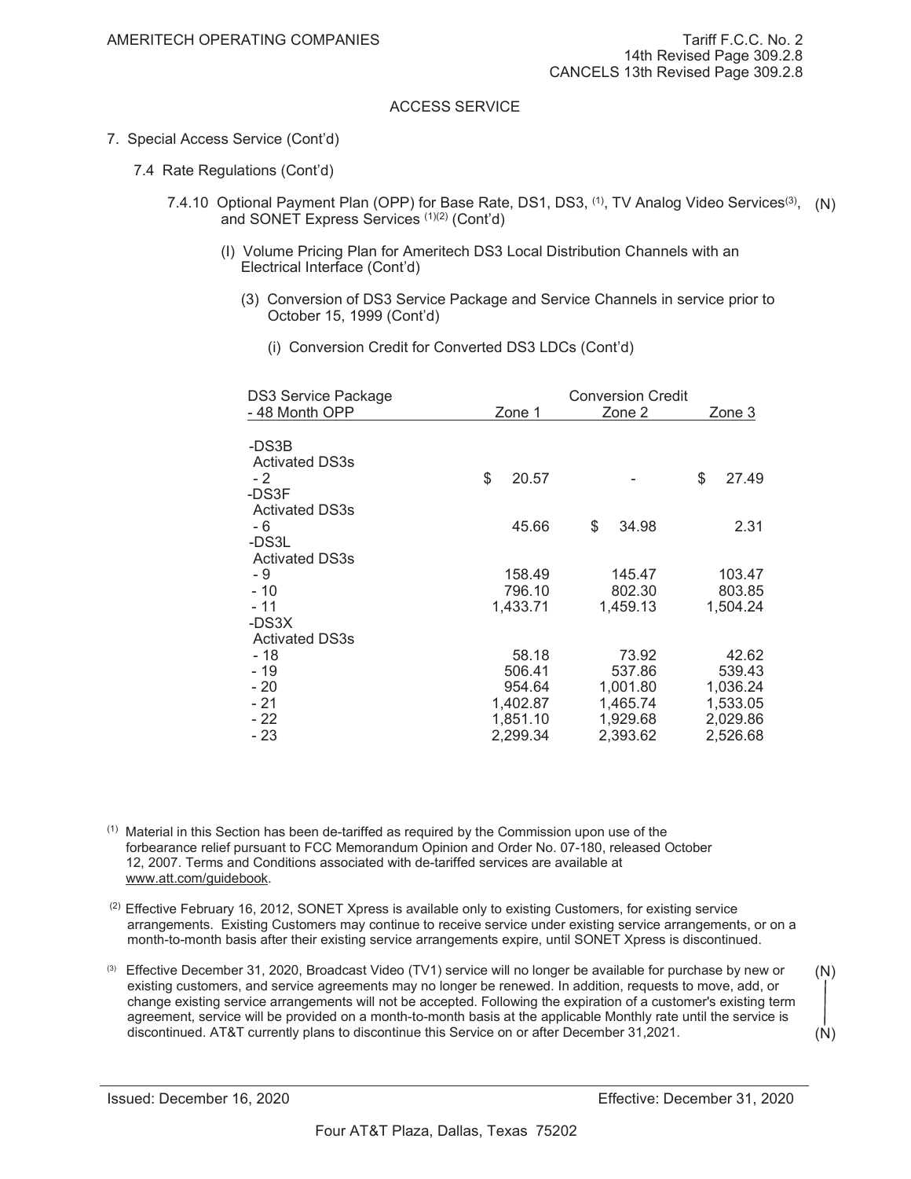AMERITECH OPERATING COMPANIES

Tariff F.C.C. No. 2
14th Revised Page 309.2.8
CANCELS 13th Revised Page 309.2.8

ACCESS SERVICE

7. Special Access Service (Cont'd)

7.4 Rate Regulations (Cont'd)

7.4.10 Optional Payment Plan (OPP) for Base Rate, DS1, DS3, [1], TV Analog Video Services[3], and SONET Express Services [1][2] (Cont'd) (N)

(I) Volume Pricing Plan for Ameritech DS3 Local Distribution Channels with an Electrical Interface (Cont'd)

(3) Conversion of DS3 Service Package and Service Channels in service prior to October 15, 1999 (Cont'd)

(i) Conversion Credit for Converted DS3 LDCs (Cont'd)

| DS3 Service Package - 48 Month OPP | Conversion Credit Zone 1 | Zone 2 | Zone 3 |
|---|---|---|---|
| -DS3B | | | |
| Activated DS3s | | | |
| - 2 | $ 20.57 | - | $ 27.49 |
| -DS3F | | | |
| Activated DS3s | | | |
| - 6 | 45.66 | $ 34.98 | 2.31 |
| -DS3L | | | |
| Activated DS3s | | | |
| - 9 | 158.49 | 145.47 | 103.47 |
| - 10 | 796.10 | 802.30 | 803.85 |
| - 11 | 1,433.71 | 1,459.13 | 1,504.24 |
| -DS3X | | | |
| Activated DS3s | | | |
| - 18 | 58.18 | 73.92 | 42.62 |
| - 19 | 506.41 | 537.86 | 539.43 |
| - 20 | 954.64 | 1,001.80 | 1,036.24 |
| - 21 | 1,402.87 | 1,465.74 | 1,533.05 |
| - 22 | 1,851.10 | 1,929.68 | 2,029.86 |
| - 23 | 2,299.34 | 2,393.62 | 2,526.68 |

[1] Material in this Section has been de-tariffed as required by the Commission upon use of the forbearance relief pursuant to FCC Memorandum Opinion and Order No. 07-180, released October 12, 2007. Terms and Conditions associated with de-tariffed services are available at www.att.com/guidebook.

[2] Effective February 16, 2012, SONET Xpress is available only to existing Customers, for existing service arrangements. Existing Customers may continue to receive service under existing service arrangements, or on a month-to-month basis after their existing service arrangements expire, until SONET Xpress is discontinued.

[3] Effective December 31, 2020, Broadcast Video (TV1) service will no longer be available for purchase by new or existing customers, and service agreements may no longer be renewed. In addition, requests to move, add, or change existing service arrangements will not be accepted. Following the expiration of a customer's existing term agreement, service will be provided on a month-to-month basis at the applicable Monthly rate until the service is discontinued. AT&T currently plans to discontinue this Service on or after December 31,2021. (N)

Issued: December 16, 2020 Effective: December 31, 2020

Four AT&T Plaza, Dallas, Texas 75202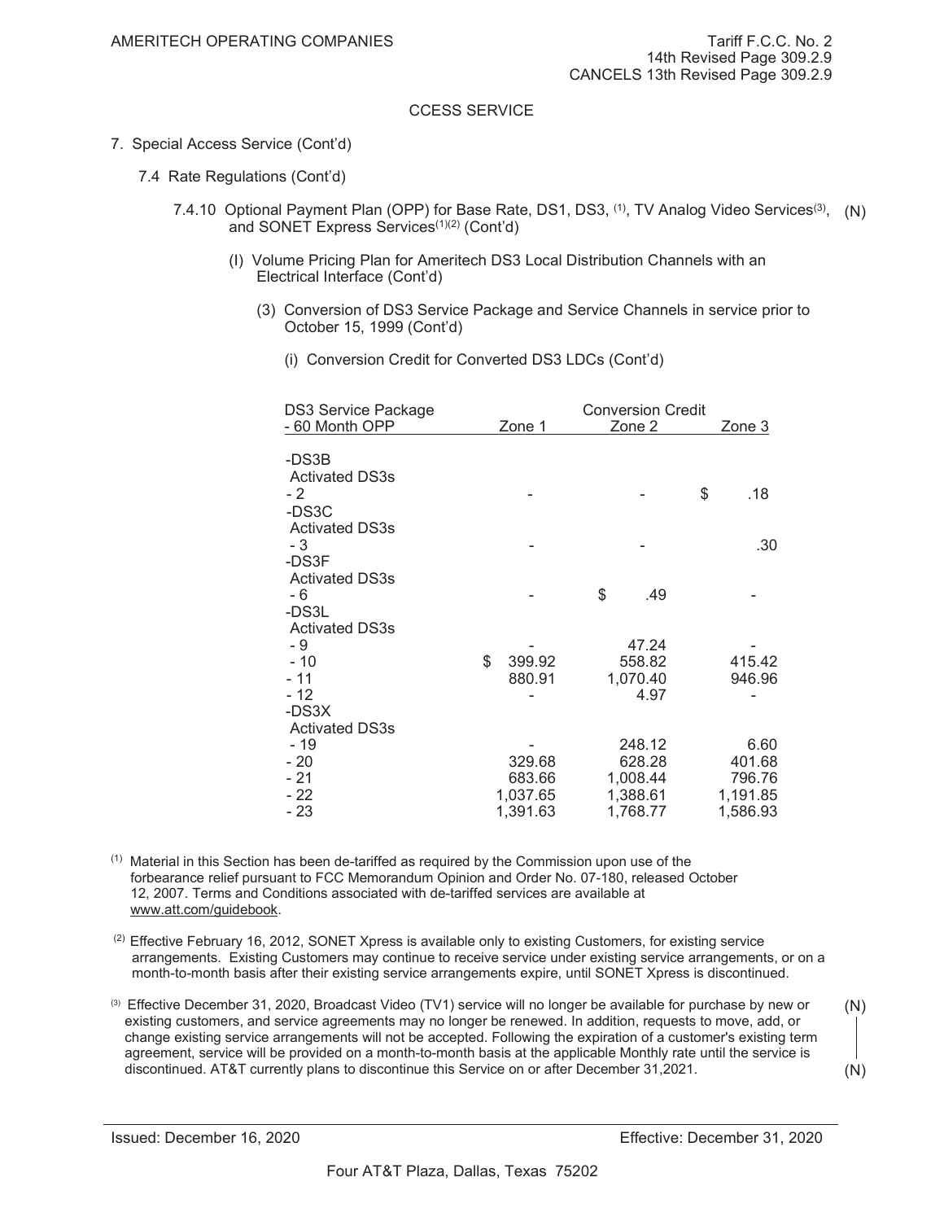AMERITECH OPERATING COMPANIES

Tariff F.C.C. No. 2
14th Revised Page 309.2.9
CANCELS 13th Revised Page 309.2.9

CCESS SERVICE

7. Special Access Service (Cont'd)

7.4 Rate Regulations (Cont'd)

7.4.10 Optional Payment Plan (OPP) for Base Rate, DS1, DS3, [1], TV Analog Video Services[3], and SONET Express Services[1][2] (Cont'd) (N)

(I) Volume Pricing Plan for Ameritech DS3 Local Distribution Channels with an Electrical Interface (Cont'd)

(3) Conversion of DS3 Service Package and Service Channels in service prior to October 15, 1999 (Cont'd)

(i) Conversion Credit for Converted DS3 LDCs (Cont'd)

| DS3 Service Package - 60 Month OPP | Conversion Credit Zone 1 | Zone 2 | Zone 3 |
|---|---|---|---|
| -DS3B Activated DS3s | | | |
| - 2 | - | - | $ .18 |
| -DS3C Activated DS3s | | | |
| - 3 | - | - | .30 |
| -DS3F Activated DS3s | | | |
| - 6 | - | $ .49 | - |
| -DS3L Activated DS3s | | | |
| - 9 | - | 47.24 | - |
| - 10 | $ 399.92 | 558.82 | 415.42 |
| - 11 | 880.91 | 1,070.40 | 946.96 |
| - 12 | - | 4.97 | - |
| -DS3X Activated DS3s | | | |
| - 19 | - | 248.12 | 6.60 |
| - 20 | 329.68 | 628.28 | 401.68 |
| - 21 | 683.66 | 1,008.44 | 796.76 |
| - 22 | 1,037.65 | 1,388.61 | 1,191.85 |
| - 23 | 1,391.63 | 1,768.77 | 1,586.93 |

[1] Material in this Section has been de-tariffed as required by the Commission upon use of the forbearance relief pursuant to FCC Memorandum Opinion and Order No. 07-180, released October 12, 2007. Terms and Conditions associated with de-tariffed services are available at www.att.com/guidebook.

[2] Effective February 16, 2012, SONET Xpress is available only to existing Customers, for existing service arrangements. Existing Customers may continue to receive service under existing service arrangements, or on a month-to-month basis after their existing service arrangements expire, until SONET Xpress is discontinued.

[3] Effective December 31, 2020, Broadcast Video (TV1) service will no longer be available for purchase by new or existing customers, and service agreements may no longer be renewed. In addition, requests to move, add, or change existing service arrangements will not be accepted. Following the expiration of a customer's existing term agreement, service will be provided on a month-to-month basis at the applicable Monthly rate until the service is discontinued. AT&T currently plans to discontinue this Service on or after December 31,2021. (N)

Issued: December 16, 2020

Effective: December 31, 2020

Four AT&T Plaza, Dallas, Texas 75202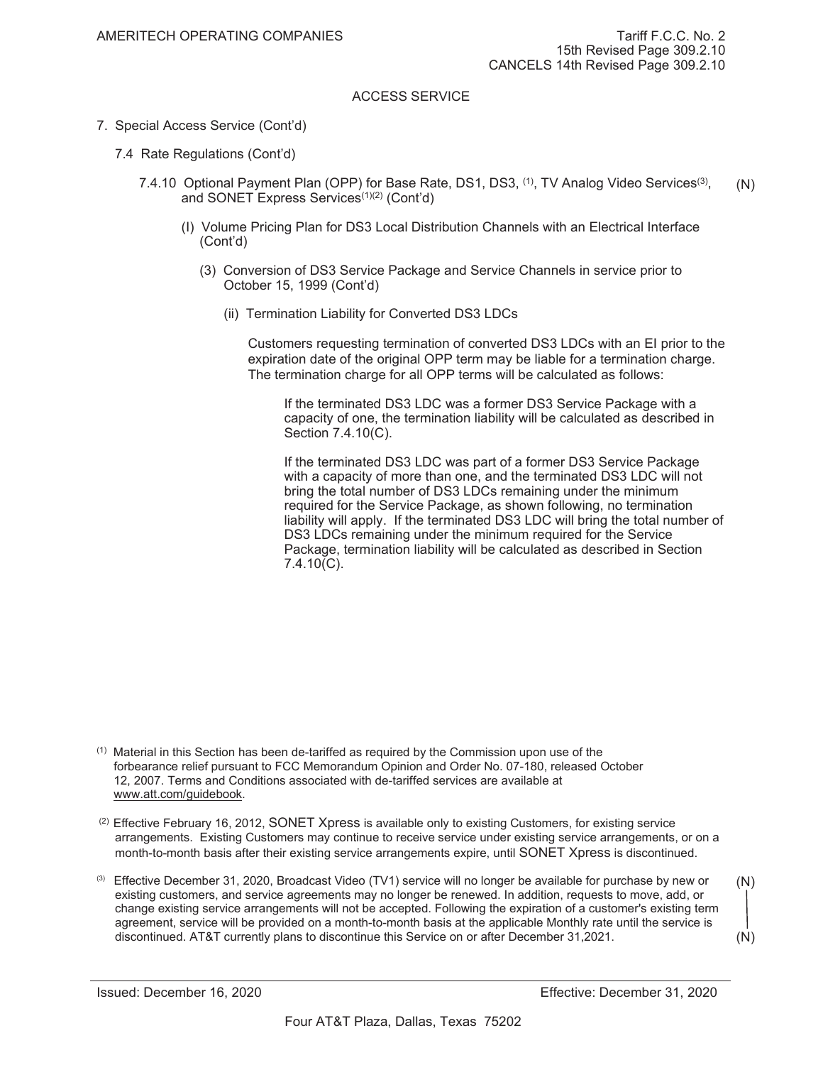ACCESS SERVICE

7. Special Access Service (Cont'd)

7.4 Rate Regulations (Cont'd)

7.4.10 Optional Payment Plan (OPP) for Base Rate, DS1, DS3, [1], TV Analog Video Services[3], and SONET Express Services[1][2] (Cont'd) (N)

(I) Volume Pricing Plan for DS3 Local Distribution Channels with an Electrical Interface (Cont'd)

(3) Conversion of DS3 Service Package and Service Channels in service prior to October 15, 1999 (Cont'd)

(ii) Termination Liability for Converted DS3 LDCs

Customers requesting termination of converted DS3 LDCs with an EI prior to the expiration date of the original OPP term may be liable for a termination charge. The termination charge for all OPP terms will be calculated as follows:

If the terminated DS3 LDC was a former DS3 Service Package with a capacity of one, the termination liability will be calculated as described in Section 7.4.10(C).

If the terminated DS3 LDC was part of a former DS3 Service Package with a capacity of more than one, and the terminated DS3 LDC will not bring the total number of DS3 LDCs remaining under the minimum required for the Service Package, as shown following, no termination liability will apply. If the terminated DS3 LDC will bring the total number of DS3 LDCs remaining under the minimum required for the Service Package, termination liability will be calculated as described in Section 7.4.10(C).

[1] Material in this Section has been de-tariffed as required by the Commission upon use of the forbearance relief pursuant to FCC Memorandum Opinion and Order No. 07-180, released October 12, 2007. Terms and Conditions associated with de-tariffed services are available at www.att.com/guidebook.

[2] Effective February 16, 2012, SONET Xpress is available only to existing Customers, for existing service arrangements. Existing Customers may continue to receive service under existing service arrangements, or on a month-to-month basis after their existing service arrangements expire, until SONET Xpress is discontinued.

[3] Effective December 31, 2020, Broadcast Video (TV1) service will no longer be available for purchase by new or existing customers, and service agreements may no longer be renewed. In addition, requests to move, add, or change existing service arrangements will not be accepted. Following the expiration of a customer's existing term agreement, service will be provided on a month-to-month basis at the applicable Monthly rate until the service is discontinued. AT&T currently plans to discontinue this Service on or after December 31,2021. (N)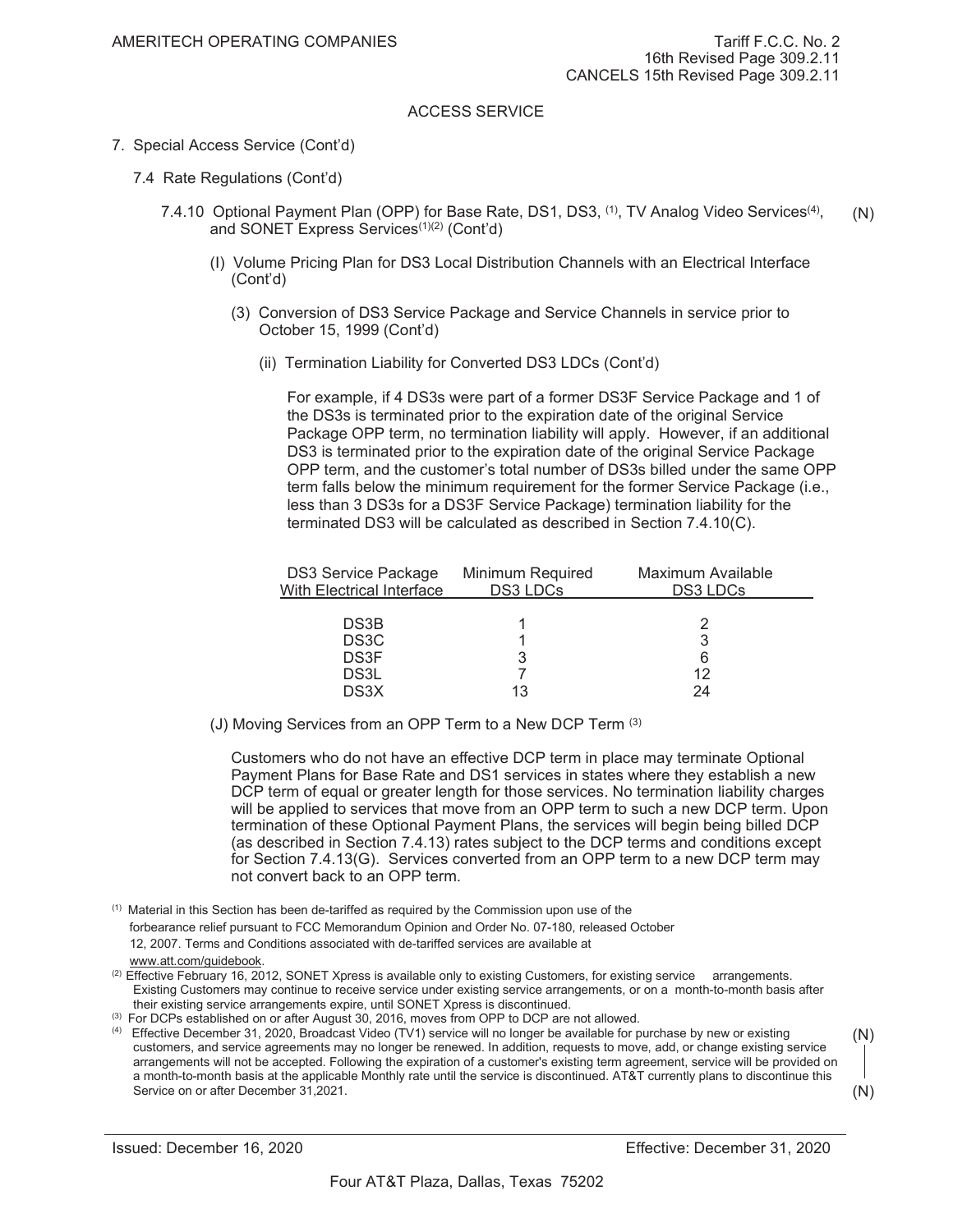AMERITECH OPERATING COMPANIES

Tariff F.C.C. No. 2
16th Revised Page 309.2.11
CANCELS 15th Revised Page 309.2.11

ACCESS SERVICE

7. Special Access Service (Cont'd)

7.4 Rate Regulations (Cont'd)

7.4.10 Optional Payment Plan (OPP) for Base Rate, DS1, DS3, [1], TV Analog Video Services[4], and SONET Express Services[1][2] (Cont'd) (N)

(I) Volume Pricing Plan for DS3 Local Distribution Channels with an Electrical Interface (Cont'd)

(3) Conversion of DS3 Service Package and Service Channels in service prior to October 15, 1999 (Cont'd)

(ii) Termination Liability for Converted DS3 LDCs (Cont'd)

For example, if 4 DS3s were part of a former DS3F Service Package and 1 of the DS3s is terminated prior to the expiration date of the original Service Package OPP term, no termination liability will apply. However, if an additional DS3 is terminated prior to the expiration date of the original Service Package OPP term, and the customer's total number of DS3s billed under the same OPP term falls below the minimum requirement for the former Service Package (i.e., less than 3 DS3s for a DS3F Service Package) termination liability for the terminated DS3 will be calculated as described in Section 7.4.10(C).

| DS3 Service Package With Electrical Interface | Minimum Required DS3 LDCs | Maximum Available DS3 LDCs |
|---|---|---|
| DS3B | 1 | 2 |
| DS3C | 1 | 3 |
| DS3F | 3 | 6 |
| DS3L | 7 | 12 |
| DS3X | 13 | 24 |

(J) Moving Services from an OPP Term to a New DCP Term [3]

Customers who do not have an effective DCP term in place may terminate Optional Payment Plans for Base Rate and DS1 services in states where they establish a new DCP term of equal or greater length for those services. No termination liability charges will be applied to services that move from an OPP term to such a new DCP term. Upon termination of these Optional Payment Plans, the services will begin being billed DCP (as described in Section 7.4.13) rates subject to the DCP terms and conditions except for Section 7.4.13(G). Services converted from an OPP term to a new DCP term may not convert back to an OPP term.

[1] Material in this Section has been de-tariffed as required by the Commission upon use of the forbearance relief pursuant to FCC Memorandum Opinion and Order No. 07-180, released October 12, 2007. Terms and Conditions associated with de-tariffed services are available at www.att.com/guidebook.

[2] Effective February 16, 2012, SONET Xpress is available only to existing Customers, for existing service arrangements. Existing Customers may continue to receive service under existing service arrangements, or on a month-to-month basis after their existing service arrangements expire, until SONET Xpress is discontinued.

[3] For DCPs established on or after August 30, 2016, moves from OPP to DCP are not allowed.

[4] Effective December 31, 2020, Broadcast Video (TV1) service will no longer be available for purchase by new or existing customers, and service agreements may no longer be renewed. In addition, requests to move, add, or change existing service arrangements will not be accepted. Following the expiration of a customer's existing term agreement, service will be provided on a month-to-month basis at the applicable Monthly rate until the service is discontinued. AT&T currently plans to discontinue this Service on or after December 31,2021. (N)

Issued: December 16, 2020

Effective: December 31, 2020

Four AT&T Plaza, Dallas, Texas 75202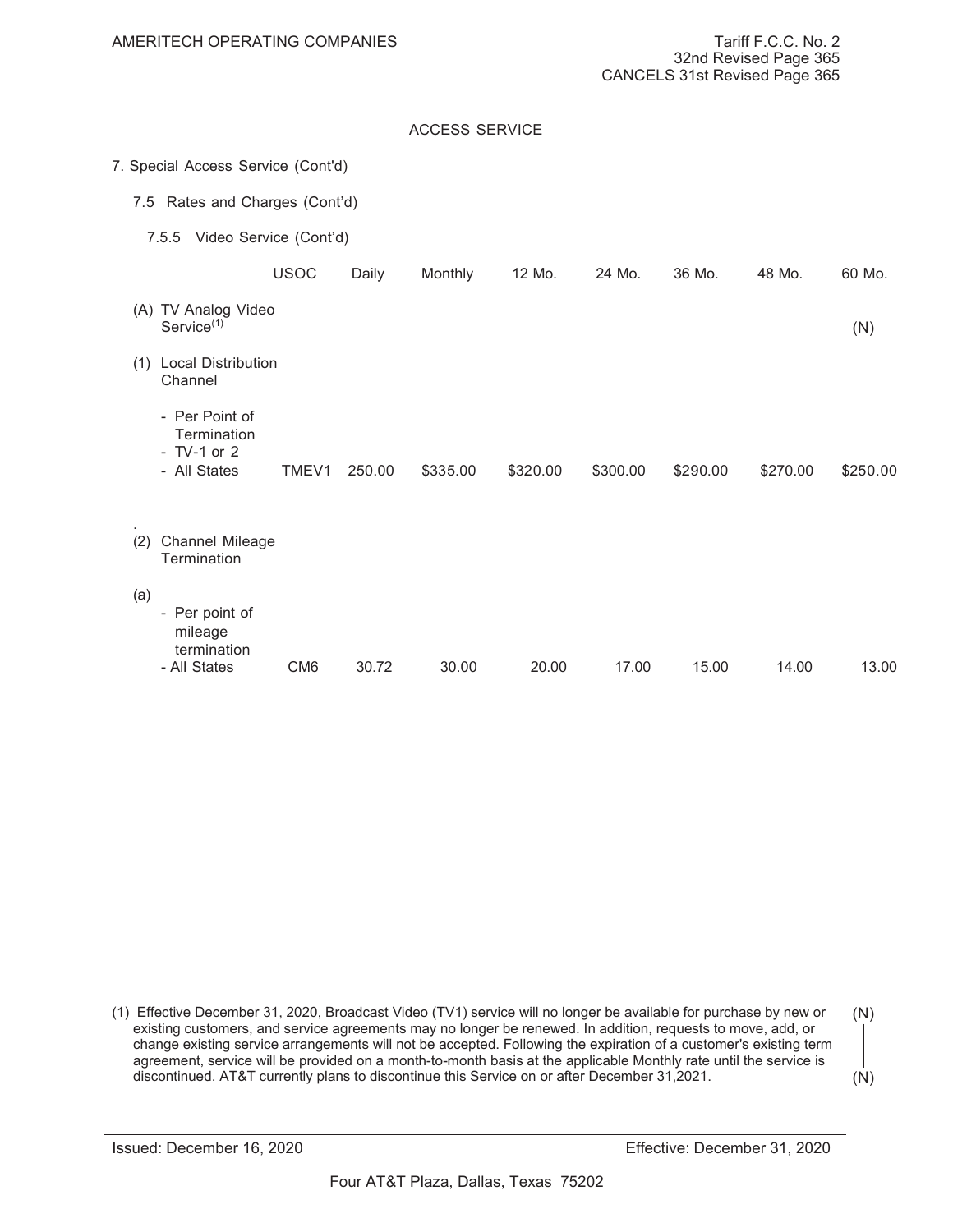AMERITECH OPERATING COMPANIES

Tariff F.C.C. No. 2
32nd Revised Page 365
CANCELS 31st Revised Page 365

ACCESS SERVICE

7. Special Access Service (Cont'd)

7.5 Rates and Charges (Cont'd)

7.5.5 Video Service (Cont'd)

| | USOC | Daily | Monthly | 12 Mo. | 24 Mo. | 36 Mo. | 48 Mo. | 60 Mo. |
|---|---|---|---|---|---|---|---|---|
| (A) TV Analog Video Service[1] | | | | | | | | (N) |
| (1) Local Distribution Channel | | | | | | | | |
| - Per Point of Termination - TV-1 or 2 - All States | TMEV1 | 250.00 | $335.00 | $320.00 | $300.00 | $290.00 | $270.00 | $250.00 |
| (2) Channel Mileage Termination | | | | | | | | |
| (a) - Per point of mileage termination - All States | CM6 | 30.72 | 30.00 | 20.00 | 17.00 | 15.00 | 14.00 | 13.00 |

(1) Effective December 31, 2020, Broadcast Video (TV1) service will no longer be available for purchase by new or existing customers, and service agreements may no longer be renewed. In addition, requests to move, add, or change existing service arrangements will not be accepted. Following the expiration of a customer's existing term agreement, service will be provided on a month-to-month basis at the applicable Monthly rate until the service is discontinued. AT&T currently plans to discontinue this Service on or after December 31,2021. (N)

Issued: December 16, 2020

Effective: December 31, 2020

Four AT&T Plaza, Dallas, Texas 75202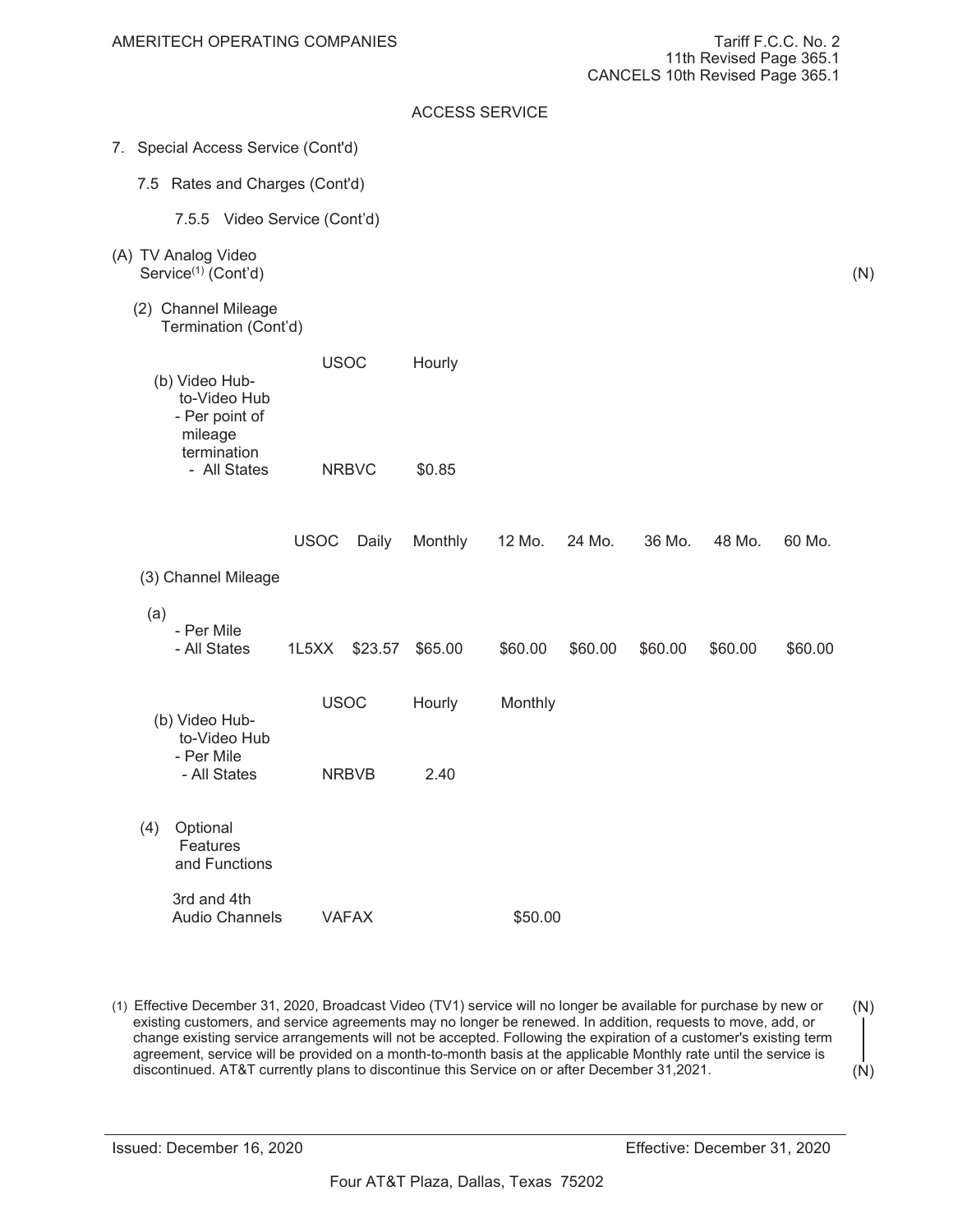AMERITECH OPERATING COMPANIES

Tariff F.C.C. No. 2
11th Revised Page 365.1
CANCELS 10th Revised Page 365.1

ACCESS SERVICE

7. Special Access Service (Cont'd)

7.5 Rates and Charges (Cont'd)

7.5.5 Video Service (Cont'd)

(A) TV Analog Video Service[(1)] (Cont'd) (N)

(2) Channel Mileage Termination (Cont'd)

| | USOC | Hourly |
|---|---|---|
| (b) Video Hub-to-Video Hub - Per point of mileage termination - All States | NRBVC | $0.85 |

| | USOC | Daily | Monthly | 12 Mo. | 24 Mo. | 36 Mo. | 48 Mo. | 60 Mo. |
|---|---|---|---|---|---|---|---|---|
| (3) Channel Mileage | | | | | | | | |
| (a) - Per Mile - All States | 1L5XX | $23.57 | $65.00 | $60.00 | $60.00 | $60.00 | $60.00 | $60.00 |

| | USOC | Hourly | Monthly |
|---|---|---|---|
| (b) Video Hub-to-Video Hub - Per Mile - All States | NRBVB | 2.40 | |
| (4) Optional Features and Functions | | | |
| 3rd and 4th Audio Channels | VAFAX | | $50.00 |

(1) Effective December 31, 2020, Broadcast Video (TV1) service will no longer be available for purchase by new or existing customers, and service agreements may no longer be renewed. In addition, requests to move, add, or change existing service arrangements will not be accepted. Following the expiration of a customer's existing term agreement, service will be provided on a month-to-month basis at the applicable Monthly rate until the service is discontinued. AT&T currently plans to discontinue this Service on or after December 31,2021. (N)

Issued: December 16, 2020

Effective: December 31, 2020

Four AT&T Plaza, Dallas, Texas 75202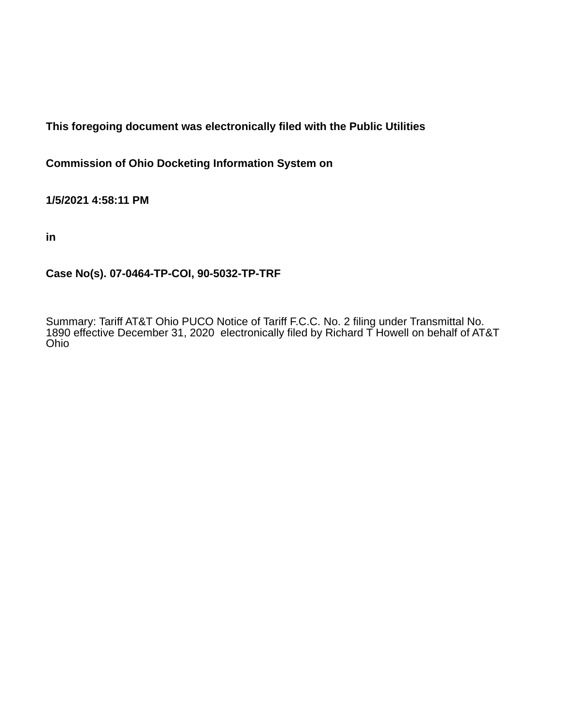**This foregoing document was electronically filed with the Public Utilities**

**Commission of Ohio Docketing Information System on**

**1/5/2021 4:58:11 PM**

**in**

**Case No(s). 07-0464-TP-COI, 90-5032-TP-TRF**

Summary: Tariff AT&T Ohio PUCO Notice of Tariff F.C.C. No. 2 filing under Transmittal No. 1890 effective December 31, 2020 electronically filed by Richard T Howell on behalf of AT&T Ohio